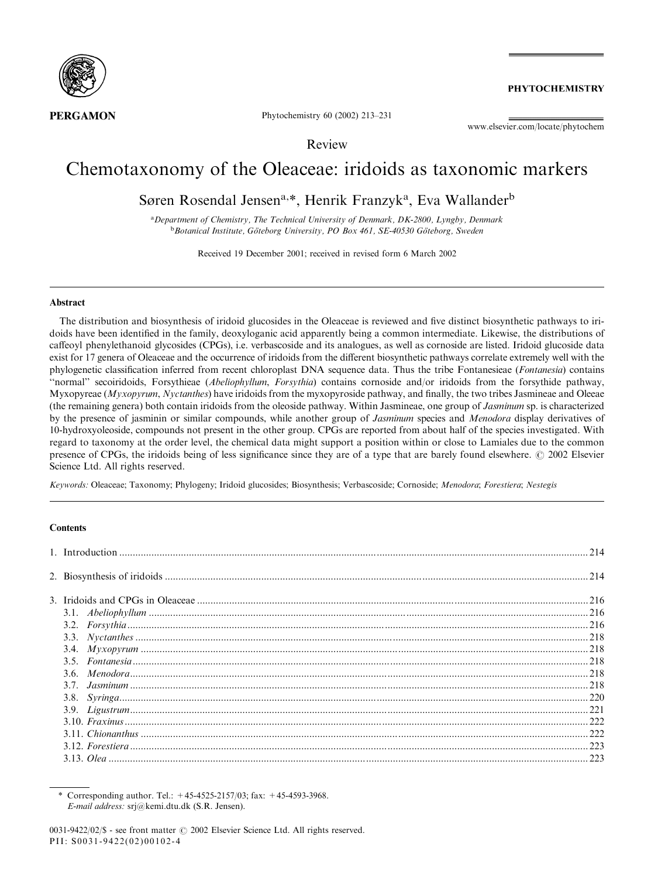Review

# Chemotaxonomy of the Oleaceae: iridoids as taxonomic markers

Søren Rosendal Jensen[a,*], Henrik Franzyk[a], Eva Wallander[b]

[a]Department of Chemistry, The Technical University of Denmark, DK-2800, Lyngby, Denmark
[b]Botanical Institute, Göteborg University, PO Box 461, SE-40530 Göteborg, Sweden

Received 19 December 2001; received in revised form 6 March 2002

## Abstract

The distribution and biosynthesis of iridoid glucosides in the Oleaceae is reviewed and five distinct biosynthetic pathways to iridoids have been identified in the family, deoxyloganic acid apparently being a common intermediate. Likewise, the distributions of caffeoyl phenylethanoid glycosides (CPGs), i.e. verbascoside and its analogues, as well as cornoside are listed. Iridoid glucoside data exist for 17 genera of Oleaceae and the occurrence of iridoids from the different biosynthetic pathways correlate extremely well with the phylogenetic classification inferred from recent chloroplast DNA sequence data. Thus the tribe Fontanesieae (*Fontanesia*) contains "normal" secoiridoids, Forsythieae (*Abeliophyllum*, *Forsythia*) contains cornoside and/or iridoids from the forsythide pathway, Myxopyreae (*Myxopyrum*, *Nyctanthes*) have iridoids from the myxopyroside pathway, and finally, the two tribes Jasmineae and Oleeae (the remaining genera) both contain iridoids from the oleoside pathway. Within Jasmineae, one group of *Jasminum* sp. is characterized by the presence of jasminin or similar compounds, while another group of *Jasminum* species and *Menodora* display derivatives of 10-hydroxyoleoside, compounds not present in the other group. CPGs are reported from about half of the species investigated. With regard to taxonomy at the order level, the chemical data might support a position within or close to Lamiales due to the common presence of CPGs, the iridoids being of less significance since they are of a type that are barely found elsewhere. © 2002 Elsevier Science Ltd. All rights reserved.

*Keywords:* Oleaceae; Taxonomy; Phylogeny; Iridoid glucosides; Biosynthesis; Verbascoside; Cornoside; *Menodora*; *Forestiera*; *Nestegis*

## Contents

1. Introduction ..... 214
2. Biosynthesis of iridoids ..... 214
3. Iridoids and CPGs in Oleaceae ..... 216
   - 3.1. *Abeliophyllum* ..... 216
   - 3.2. *Forsythia* ..... 216
   - 3.3. *Nyctanthes* ..... 218
   - 3.4. *Myxopyrum* ..... 218
   - 3.5. *Fontanesia* ..... 218
   - 3.6. *Menodora* ..... 218
   - 3.7. *Jasminum* ..... 218
   - 3.8. *Syringa* ..... 220
   - 3.9. *Ligustrum* ..... 221
   - 3.10. *Fraxinus* ..... 222
   - 3.11. *Chionanthus* ..... 222
   - 3.12. *Forestiera* ..... 223
   - 3.13. *Olea* ..... 223

\* Corresponding author. Tel.: +45-4525-2157/03; fax: +45-4593-3968.
*E-mail address:* srj@kemi.dtu.dk (S.R. Jensen).

0031-9422/02/$ - see front matter © 2002 Elsevier Science Ltd. All rights reserved.
PII: S0031-9422(02)00102-4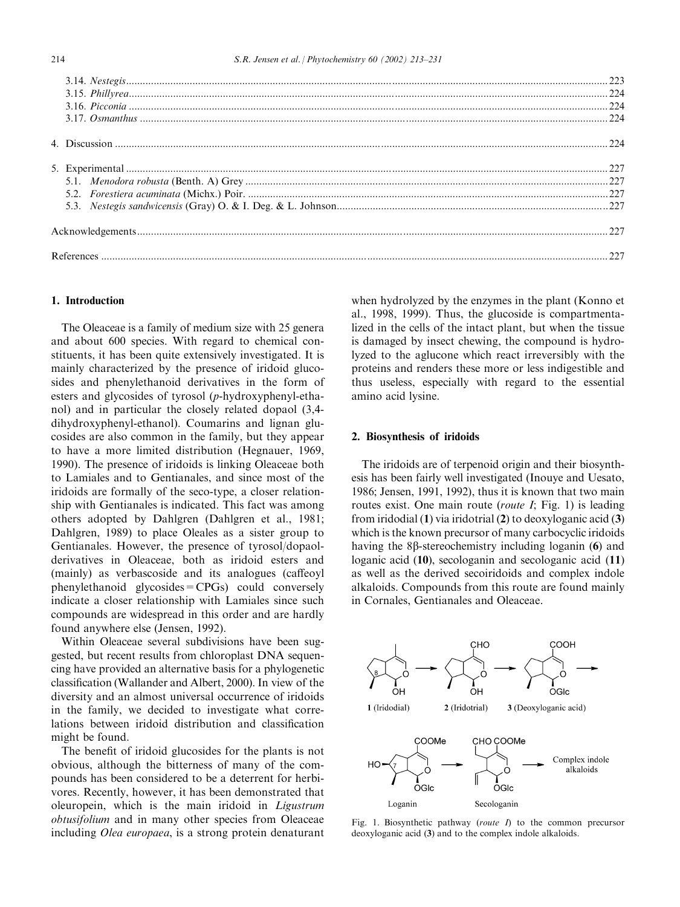3.14. *Nestegis* .......... 223
3.15. *Phillyrea* .......... 224
3.16. *Picconia* .......... 224
3.17. *Osmanthus* .......... 224

4. Discussion .......... 224

5. Experimental .......... 227
5.1. *Menodora robusta* (Benth. A) Grey .......... 227
5.2. *Forestiera acuminata* (Michx.) Poir. .......... 227
5.3. *Nestegis sandwicensis* (Gray) O. & I. Deg. & L. Johnson .......... 227

Acknowledgements .......... 227

References .......... 227

## 1. Introduction

The Oleaceae is a family of medium size with 25 genera and about 600 species. With regard to chemical constituents, it has been quite extensively investigated. It is mainly characterized by the presence of iridoid glucosides and phenylethanoid derivatives in the form of esters and glycosides of tyrosol (*p*-hydroxyphenyl-ethanol) and in particular the closely related dopaol (3,4-dihydroxyphenyl-ethanol). Coumarins and lignan glucosides are also common in the family, but they appear to have a more limited distribution (Hegnauer, 1969, 1990). The presence of iridoids is linking Oleaceae both to Lamiales and to Gentianales, and since most of the iridoids are formally of the seco-type, a closer relationship with Gentianales is indicated. This fact was among others adopted by Dahlgren (Dahlgren et al., 1981; Dahlgren, 1989) to place Oleales as a sister group to Gentianales. However, the presence of tyrosol/dopaol-derivatives in Oleaceae, both as iridoid esters and (mainly) as verbascoside and its analogues (caffeoyl phenylethanoid glycosides = CPGs) could conversely indicate a closer relationship with Lamiales since such compounds are widespread in this order and are hardly found anywhere else (Jensen, 1992).

Within Oleaceae several subdivisions have been suggested, but recent results from chloroplast DNA sequencing have provided an alternative basis for a phylogenetic classification (Wallander and Albert, 2000). In view of the diversity and an almost universal occurrence of iridoids in the family, we decided to investigate what correlations between iridoid distribution and classification might be found.

The benefit of iridoid glucosides for the plants is not obvious, although the bitterness of many of the compounds has been considered to be a deterrent for herbivores. Recently, however, it has been demonstrated that oleuropein, which is the main iridoid in *Ligustrum obtusifolium* and in many other species from Oleaceae including *Olea europaea*, is a strong protein denaturant when hydrolyzed by the enzymes in the plant (Konno et al., 1998, 1999). Thus, the glucoside is compartmentalized in the cells of the intact plant, but when the tissue is damaged by insect chewing, the compound is hydrolyzed to the aglucone which react irreversibly with the proteins and renders these more or less indigestible and thus useless, especially with regard to the essential amino acid lysine.

## 2. Biosynthesis of iridoids

The iridoids are of terpenoid origin and their biosynthesis has been fairly well investigated (Inouye and Uesato, 1986; Jensen, 1991, 1992), thus it is known that two main routes exist. One main route (*route I*; Fig. 1) is leading from iridodial (**1**) via iridotrial (**2**) to deoxyloganic acid (**3**) which is the known precursor of many carbocyclic iridoids having the 8β-stereochemistry including loganin (**6**) and loganic acid (**10**), secologanin and secologanic acid (**11**) as well as the derived secoiridoids and complex indole alkaloids. Compounds from this route are found mainly in Cornales, Gentianales and Oleaceae.

Fig. 1. Biosynthetic pathway (*route I*) to the common precursor deoxyloganic acid (**3**) and to the complex indole alkaloids.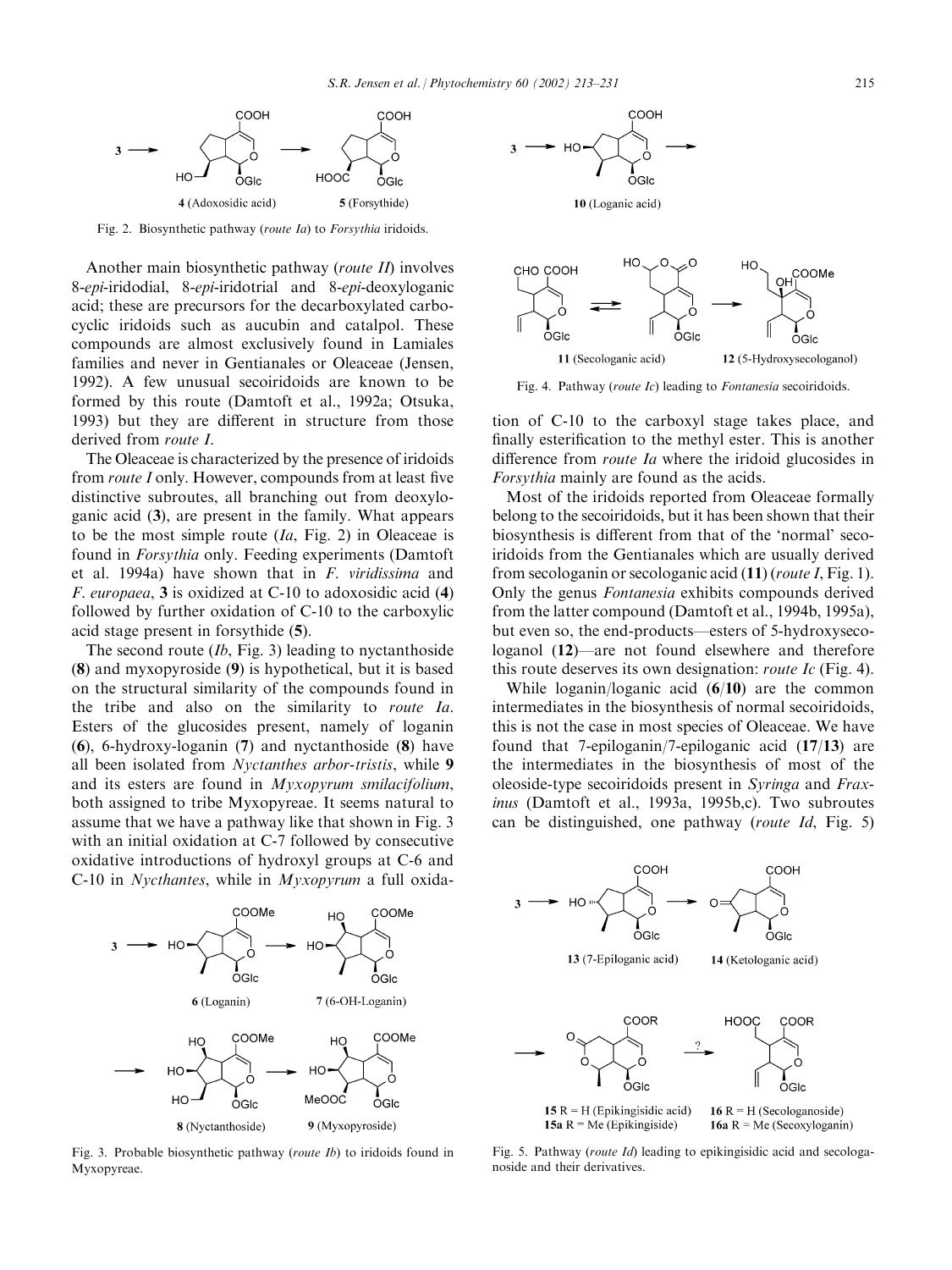Fig. 2. Biosynthetic pathway (*route Ia*) to *Forsythia* iridoids.

Another main biosynthetic pathway (*route II*) involves 8-*epi*-iridodial, 8-*epi*-iridotrial and 8-*epi*-deoxyloganic acid; these are precursors for the decarboxylated carbocyclic iridoids such as aucubin and catalpol. These compounds are almost exclusively found in Lamiales families and never in Gentianales or Oleaceae (Jensen, 1992). A few unusual secoiridoids are known to be formed by this route (Damtoft et al., 1992a; Otsuka, 1993) but they are different in structure from those derived from *route I*.

The Oleaceae is characterized by the presence of iridoids from *route I* only. However, compounds from at least five distinctive subroutes, all branching out from deoxyloganic acid (**3**), are present in the family. What appears to be the most simple route (*Ia*, Fig. 2) in Oleaceae is found in *Forsythia* only. Feeding experiments (Damtoft et al. 1994a) have shown that in *F. viridissima* and *F. europaea*, **3** is oxidized at C-10 to adoxosidic acid (**4**) followed by further oxidation of C-10 to the carboxylic acid stage present in forsythide (**5**).

The second route (*Ib*, Fig. 3) leading to nyctanthoside (**8**) and myxopyroside (**9**) is hypothetical, but it is based on the structural similarity of the compounds found in the tribe and also on the similarity to *route Ia*. Esters of the glucosides present, namely of loganin (**6**), 6-hydroxy-loganin (**7**) and nyctanthoside (**8**) have all been isolated from *Nyctanthes arbor-tristis*, while **9** and its esters are found in *Myxopyrum smilacifolium*, both assigned to tribe Myxopyreae. It seems natural to assume that we have a pathway like that shown in Fig. 3 with an initial oxidation at C-7 followed by consecutive oxidative introductions of hydroxyl groups at C-6 and C-10 in *Nycthantes*, while in *Myxopyrum* a full oxidation of C-10 to the carboxyl stage takes place, and finally esterification to the methyl ester. This is another difference from *route Ia* where the iridoid glucosides in *Forsythia* mainly are found as the acids.

Fig. 3. Probable biosynthetic pathway (*route Ib*) to iridoids found in Myxopyreae.

Fig. 4. Pathway (*route Ic*) leading to *Fontanesia* secoiridoids.

Most of the iridoids reported from Oleaceae formally belong to the secoiridoids, but it has been shown that their biosynthesis is different from that of the 'normal' secoiridoids from the Gentianales which are usually derived from secologanin or secologanic acid (**11**) (*route I*, Fig. 1). Only the genus *Fontanesia* exhibits compounds derived from the latter compound (Damtoft et al., 1994b, 1995a), but even so, the end-products—esters of 5-hydroxysecologanol (**12**)—are not found elsewhere and therefore this route deserves its own designation: *route Ic* (Fig. 4).

While loganin/loganic acid (**6**/**10**) are the common intermediates in the biosynthesis of normal secoiridoids, this is not the case in most species of Oleaceae. We have found that 7-epiloganin/7-epiloganic acid (**17**/**13**) are the intermediates in the biosynthesis of most of the oleoside-type secoiridoids present in *Syringa* and *Fraxinus* (Damtoft et al., 1993a, 1995b,c). Two subroutes can be distinguished, one pathway (*route Id*, Fig. 5)

Fig. 5. Pathway (*route Id*) leading to epikingisidic acid and secologanoside and their derivatives.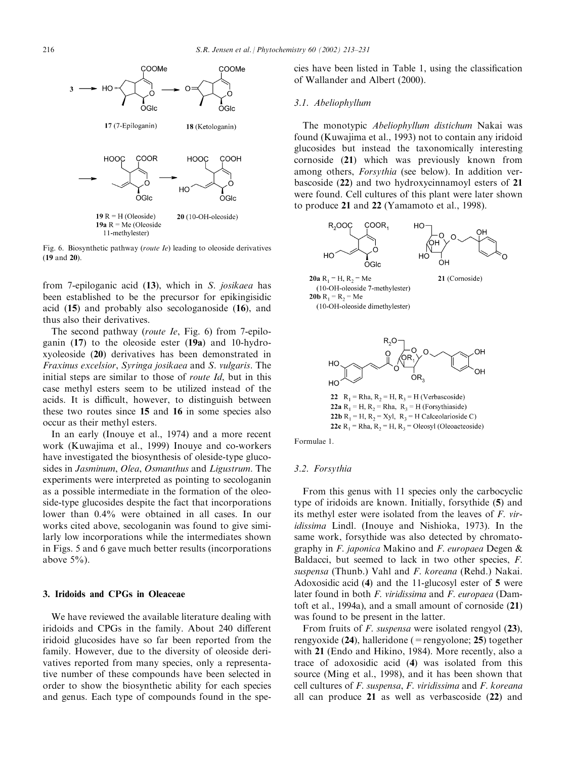**17** (7-Epiloganin) **18** (Ketologanin)

**19** R = H (Oleoside)
**19a** R = Me (Oleoside 11-methylester)
**20** (10-OH-oleoside)

Fig. 6. Biosynthetic pathway (*route Ie*) leading to oleoside derivatives (**19** and **20**).

from 7-epiloganic acid (**13**), which in *S. josikaea* has been established to be the precursor for epikingisidic acid (**15**) and probably also secologanoside (**16**), and thus also their derivatives.

The second pathway (*route Ie*, Fig. 6) from 7-epiloganin (**17**) to the oleoside ester (**19a**) and 10-hydroxyoleoside (**20**) derivatives has been demonstrated in *Fraxinus excelsior*, *Syringa josikaea* and *S. vulgaris*. The initial steps are similar to those of *route Id*, but in this case methyl esters seem to be utilized instead of the acids. It is difficult, however, to distinguish between these two routes since **15** and **16** in some species also occur as their methyl esters.

In an early (Inouye et al., 1974) and a more recent work (Kuwajima et al., 1999) Inouye and co-workers have investigated the biosynthesis of oleside-type glucosides in *Jasminum*, *Olea*, *Osmanthus* and *Ligustrum*. The experiments were interpreted as pointing to secologanin as a possible intermediate in the formation of the oleoside-type glucosides despite the fact that incorporations lower than 0.4% were obtained in all cases. In our works cited above, secologanin was found to give similarly low incorporations while the intermediates shown in Figs. 5 and 6 gave much better results (incorporations above 5%).

## 3. Iridoids and CPGs in Oleaceae

We have reviewed the available literature dealing with iridoids and CPGs in the family. About 240 different iridoid glucosides have so far been reported from the family. However, due to the diversity of oleoside derivatives reported from many species, only a representative number of these compounds have been selected in order to show the biosynthetic ability for each species and genus. Each type of compounds found in the species have been listed in Table 1, using the classification of Wallander and Albert (2000).

### 3.1. *Abeliophyllum*

The monotypic *Abeliophyllum distichum* Nakai was found (Kuwajima et al., 1993) not to contain any iridoid glucosides but instead the taxonomically interesting cornoside (**21**) which was previously known from among others, *Forsythia* (see below). In addition verbascoside (**22**) and two hydroxycinnamoyl esters of **21** were found. Cell cultures of this plant were later shown to produce **21** and **22** (Yamamoto et al., 1998).

**20a** $R_1$ = H, $R_2$ = Me (10-OH-oleoside 7-methylester)
**20b** $R_1$ = $R_2$ = Me (10-OH-oleoside dimethylester)

**21** (Cornoside)

**22** $R_1$ = Rha, $R_2$ = H, $R_3$ = H (Verbascoside)
**22a** $R_1$ = H, $R_2$ = Rha, $R_3$ = H (Forsythiaside)
**22b** $R_1$ = H, $R_2$ = Xyl, $R_3$ = H Calceolarioside C)
**22c** $R_1$ = Rha, $R_2$ = H, $R_3$ = Oleosyl (Oleoacteoside)

Formulae 1.

### 3.2. *Forsythia*

From this genus with 11 species only the carbocyclic type of iridoids are known. Initially, forsythide (**5**) and its methyl ester were isolated from the leaves of *F. viridissima* Lindl. (Inouye and Nishioka, 1973). In the same work, forsythide was also detected by chromatography in *F. japonica* Makino and *F. europaea* Degen & Baldacci, but seemed to lack in two other species, *F. suspensa* (Thunb.) Vahl and *F. koreana* (Rehd.) Nakai. Adoxosidic acid (**4**) and the 11-glucosyl ester of **5** were later found in both *F. viridissima* and *F. europaea* (Damtoft et al., 1994a), and a small amount of cornoside (**21**) was found to be present in the latter.

From fruits of *F. suspensa* were isolated rengyol (**23**), rengyoxide (**24**), halleridone (= rengyolone; **25**) together with **21** (Endo and Hikino, 1984). More recently, also a trace of adoxosidic acid (**4**) was isolated from this source (Ming et al., 1998), and it has been shown that cell cultures of *F. suspensa*, *F. viridissima* and *F. koreana* all can produce **21** as well as verbascoside (**22**) and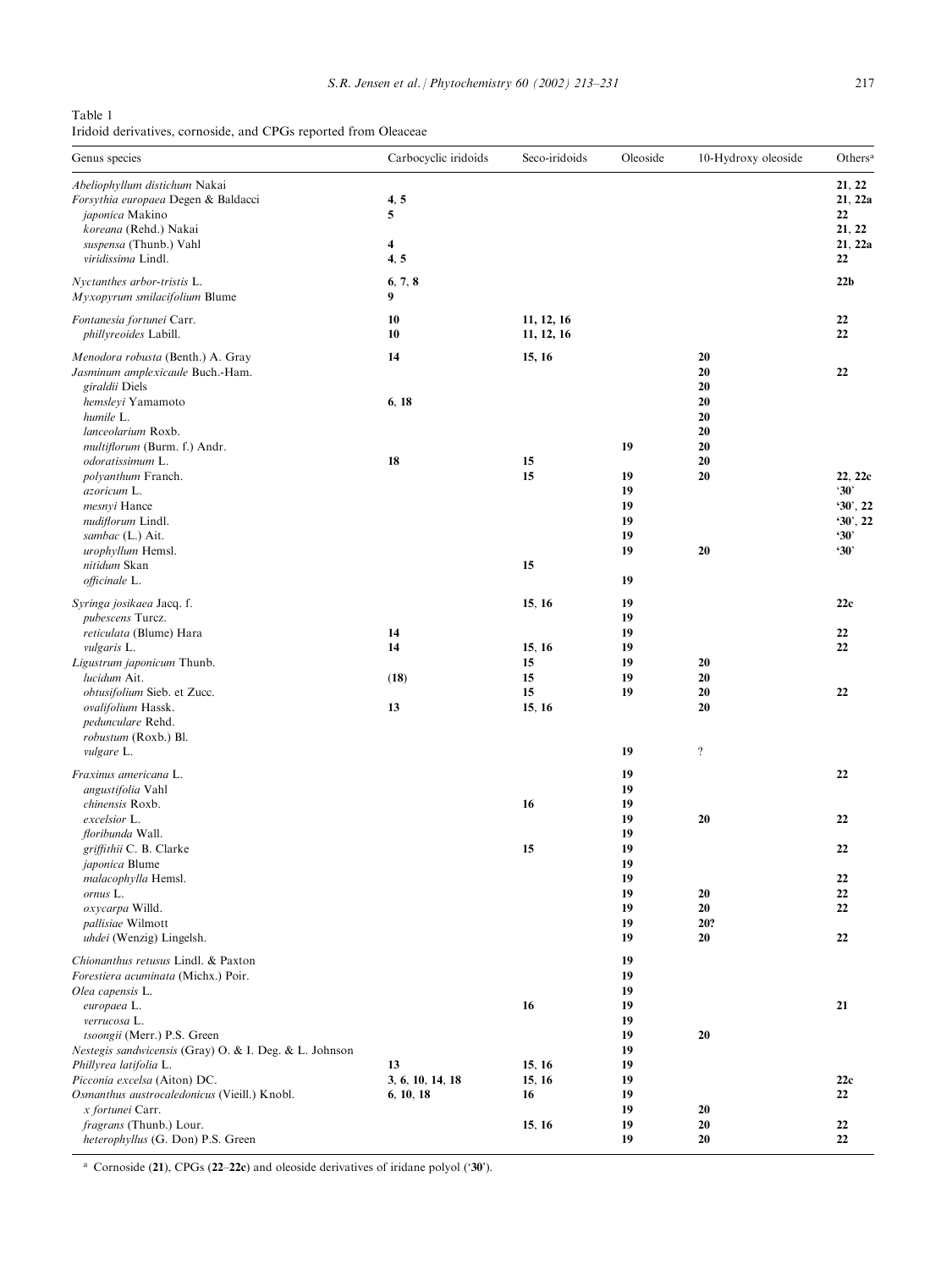Table 1
Iridoid derivatives, cornoside, and CPGs reported from Oleaceae

| Genus species | Carbocyclic iridoids | Seco-iridoids | Oleoside | 10-Hydroxy oleoside | Others[a] |
|---|---|---|---|---|---|
| *Abeliophyllum distichum* Nakai | | | | | **21**, **22** |
| *Forsythia europaea* Degen & Baldacci | **4**, **5** | | | | **21**, **22a** |
| *japonica* Makino | **5** | | | | **22** |
| *koreana* (Rehd.) Nakai | | | | | **21**, **22** |
| *suspensa* (Thunb.) Vahl | **4** | | | | **21**, **22a** |
| *viridissima* Lindl. | **4**, **5** | | | | **22** |
| *Nyctanthes arbor-tristis* L. | **6**, **7**, **8** | | | | **22b** |
| *Myxopyrum smilacifolium* Blume | **9** | | | | |
| *Fontanesia fortunei* Carr. | **10** | **11**, **12**, **16** | | | **22** |
| *phillyreoides* Labill. | **10** | **11**, **12**, **16** | | | **22** |
| *Menodora robusta* (Benth.) A. Gray | **14** | **15**, **16** | | **20** | |
| *Jasminum amplexicaule* Buch.-Ham. | | | | **20** | **22** |
| *giraldii* Diels | | | | **20** | |
| *hemsleyi* Yamamoto | **6**, **18** | | | **20** | |
| *humile* L. | | | | **20** | |
| *lanceolarium* Roxb. | | | | **20** | |
| *multiflorum* (Burm. f.) Andr. | | | **19** | **20** | |
| *odoratissimum* L. | **18** | **15** | | **20** | |
| *polyanthum* Franch. | | **15** | **19** | **20** | **22**, **22c** |
| *azoricum* L. | | | **19** | | '**30**' |
| *mesnyi* Hance | | | **19** | | '**30**', **22** |
| *nudiflorum* Lindl. | | | **19** | | '**30**', **22** |
| *sambac* (L.) Ait. | | | **19** | | '**30**' |
| *urophyllum* Hemsl. | | | **19** | **20** | '**30**' |
| *nitidum* Skan | | **15** | | | |
| *officinale* L. | | | **19** | | |
| *Syringa josikaea* Jacq. f. | | **15**, **16** | **19** | | **22c** |
| *pubescens* Turcz. | | | **19** | | |
| *reticulata* (Blume) Hara | **14** | | **19** | | **22** |
| *vulgaris* L. | **14** | **15**, **16** | **19** | | **22** |
| *Ligustrum japonicum* Thunb. | | **15** | **19** | **20** | |
| *lucidum* Ait. | (**18**) | **15** | **19** | **20** | |
| *obtusifolium* Sieb. et Zucc. | | **15** | **19** | **20** | **22** |
| *ovalifolium* Hassk. | **13** | **15**, **16** | | **20** | |
| *pedunculare* Rehd. | | | | | |
| *robustum* (Roxb.) Bl. | | | | | |
| *vulgare* L. | | | **19** | ? | |
| *Fraxinus americana* L. | | | **19** | | **22** |
| *angustifolia* Vahl | | | **19** | | |
| *chinensis* Roxb. | | **16** | **19** | | |
| *excelsior* L. | | | **19** | **20** | **22** |
| *floribunda* Wall. | | | **19** | | |
| *griffithii* C. B. Clarke | | **15** | **19** | | **22** |
| *japonica* Blume | | | **19** | | |
| *malacophylla* Hemsl. | | | **19** | | **22** |
| *ornus* L. | | | **19** | **20** | **22** |
| *oxycarpa* Willd. | | | **19** | **20** | **22** |
| *pallisiae* Wilmott | | | **19** | **20?** | |
| *uhdei* (Wenzig) Lingelsh. | | | **19** | **20** | **22** |
| *Chionanthus retusus* Lindl. & Paxton | | | **19** | | |
| *Forestiera acuminata* (Michx.) Poir. | | | **19** | | |
| *Olea capensis* L. | | | **19** | | |
| *europaea* L. | | **16** | **19** | | **21** |
| *verrucosa* L. | | | **19** | | |
| *tsoongii* (Merr.) P.S. Green | | | **19** | **20** | |
| *Nestegis sandwicensis* (Gray) O. & I. Deg. & L. Johnson | | | **19** | | |
| *Phillyrea latifolia* L. | **13** | **15**, **16** | **19** | | |
| *Picconia excelsa* (Aiton) DC. | **3**, **6**, **10**, **14**, **18** | **15**, **16** | **19** | | **22c** |
| *Osmanthus austrocaledonicus* (Vieill.) Knobl. | **6**, **10**, **18** | **16** | **19** | | **22** |
| *x fortunei* Carr. | | | **19** | **20** | |
| *fragrans* (Thunb.) Lour. | | **15**, **16** | **19** | **20** | **22** |
| *heterophyllus* (G. Don) P.S. Green | | | **19** | **20** | **22** |

[a] Cornoside (**21**), CPGs (**22**–**22c**) and oleoside derivatives of iridane polyol ('**30**').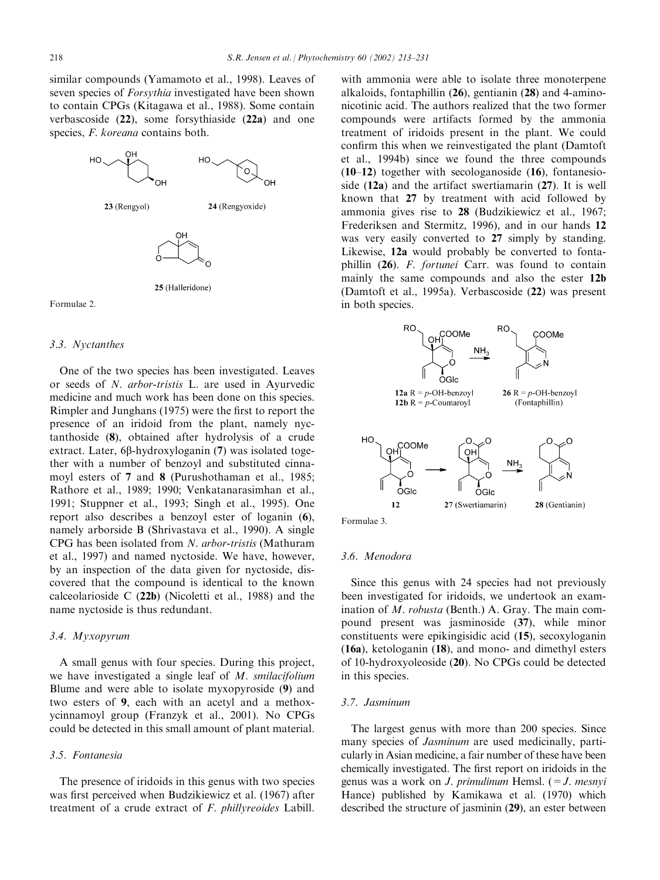similar compounds (Yamamoto et al., 1998). Leaves of seven species of *Forsythia* investigated have been shown to contain CPGs (Kitagawa et al., 1988). Some contain verbascoside (**22**), some forsythiaside (**22a**) and one species, *F. koreana* contains both.

**23** (Rengyol)

**24** (Rengyoxide)

**25** (Halleridone)

Formulae 2.

### 3.3. *Nyctanthes*

One of the two species has been investigated. Leaves or seeds of *N. arbor-tristis* L. are used in Ayurvedic medicine and much work has been done on this species. Rimpler and Junghans (1975) were the first to report the presence of an iridoid from the plant, namely nyctanthoside (**8**), obtained after hydrolysis of a crude extract. Later, 6β-hydroxyloganin (**7**) was isolated together with a number of benzoyl and substituted cinnamoyl esters of **7** and **8** (Purushothaman et al., 1985; Rathore et al., 1989; 1990; Venkatanarasimhan et al., 1991; Stuppner et al., 1993; Singh et al., 1995). One report also describes a benzoyl ester of loganin (**6**), namely arborside B (Shrivastava et al., 1990). A single CPG has been isolated from *N. arbor-tristis* (Mathuram et al., 1997) and named nyctoside. We have, however, by an inspection of the data given for nyctoside, discovered that the compound is identical to the known calceolarioside C (**22b**) (Nicoletti et al., 1988) and the name nyctoside is thus redundant.

### 3.4. *Myxopyrum*

A small genus with four species. During this project, we have investigated a single leaf of *M. smilacifolium* Blume and were able to isolate myxopyroside (**9**) and two esters of **9**, each with an acetyl and a methoxycinnamoyl group (Franzyk et al., 2001). No CPGs could be detected in this small amount of plant material.

### 3.5. *Fontanesia*

The presence of iridoids in this genus with two species was first perceived when Budzikiewicz et al. (1967) after treatment of a crude extract of *F. phillyreoides* Labill. with ammonia were able to isolate three monoterpene alkaloids, fontaphillin (**26**), gentianin (**28**) and 4-aminonicotinic acid. The authors realized that the two former compounds were artifacts formed by the ammonia treatment of iridoids present in the plant. We could confirm this when we reinvestigated the plant (Damtoft et al., 1994b) since we found the three compounds (**10–12**) together with secologanoside (**16**), fontanesioside (**12a**) and the artifact swertiamarin (**27**). It is well known that **27** by treatment with acid followed by ammonia gives rise to **28** (Budzikiewicz et al., 1967; Frederiksen and Stermitz, 1996), and in our hands **12** was very easily converted to **27** simply by standing. Likewise, **12a** would probably be converted to fontaphillin (**26**). *F. fortunei* Carr. was found to contain mainly the same compounds and also the ester **12b** (Damtoft et al., 1995a). Verbascoside (**22**) was present in both species.

**12a** R = *p*-OH-benzoyl
**12b** R = *p*-Coumaroyl

$\xrightarrow{NH_3}$ **26** R = *p*-OH-benzoyl (Fontaphillin)

**12** → **27** (Swertiamarin) $\xrightarrow{NH_3}$ **28** (Gentianin)

Formulae 3.

### 3.6. *Menodora*

Since this genus with 24 species had not previously been investigated for iridoids, we undertook an examination of *M. robusta* (Benth.) A. Gray. The main compound present was jasminoside (**37**), while minor constituents were epikingisidic acid (**15**), secoxyloganin (**16a**), ketologanin (**18**), and mono- and dimethyl esters of 10-hydroxyoleoside (**20**). No CPGs could be detected in this species.

### 3.7. *Jasminum*

The largest genus with more than 200 species. Since many species of *Jasminum* are used medicinally, particularly in Asian medicine, a fair number of these have been chemically investigated. The first report on iridoids in the genus was a work on *J. primulinum* Hemsl. (= *J. mesnyi* Hance) published by Kamikawa et al. (1970) which described the structure of jasminin (**29**), an ester between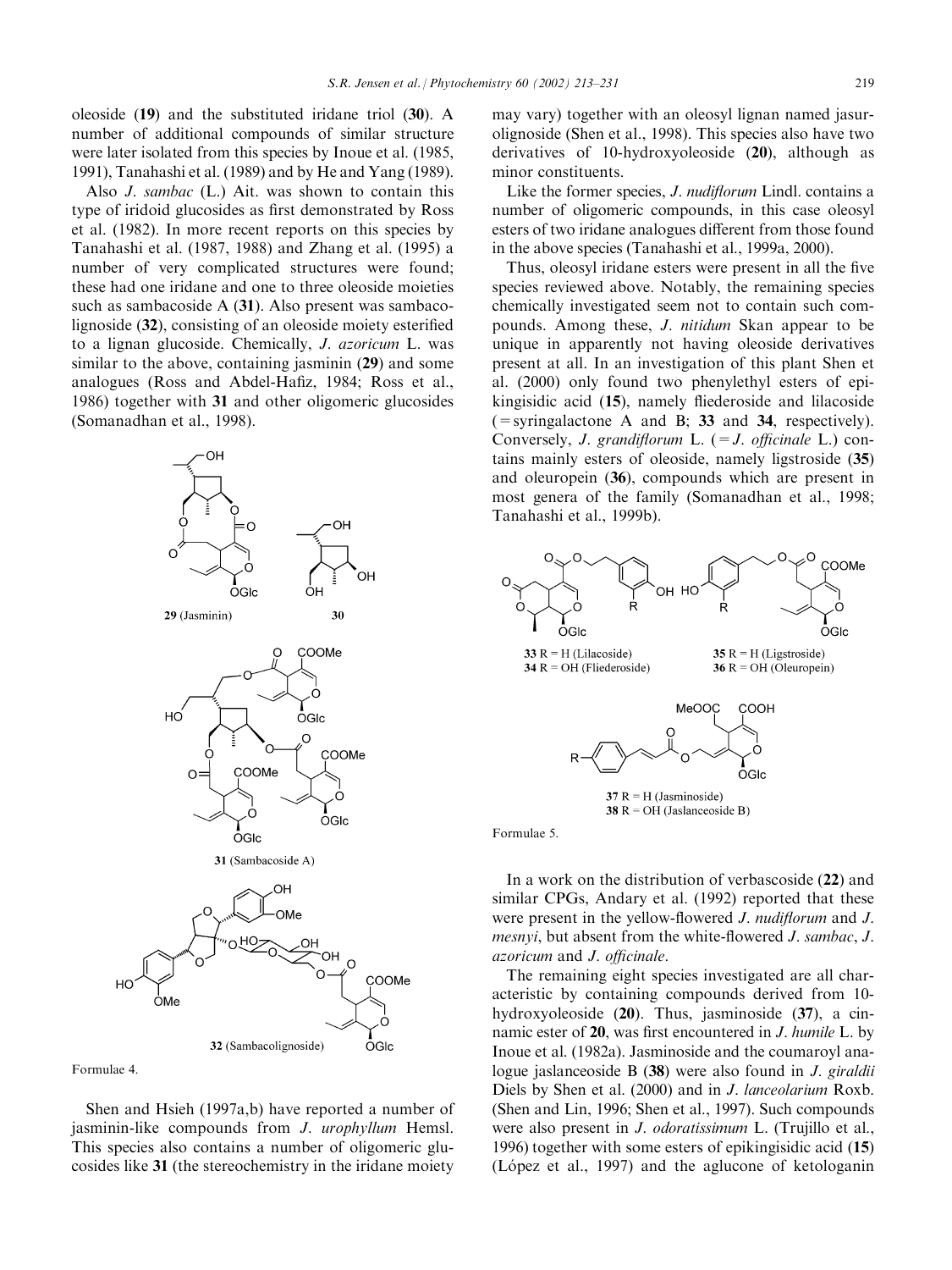oleoside (**19**) and the substituted iridane triol (**30**). A number of additional compounds of similar structure were later isolated from this species by Inoue et al. (1985, 1991), Tanahashi et al. (1989) and by He and Yang (1989).

Also *J. sambac* (L.) Ait. was shown to contain this type of iridoid glucosides as first demonstrated by Ross et al. (1982). In more recent reports on this species by Tanahashi et al. (1987, 1988) and Zhang et al. (1995) a number of very complicated structures were found; these had one iridane and one to three oleoside moieties such as sambacoside A (**31**). Also present was sambacolignoside (**32**), consisting of an oleoside moiety esterified to a lignan glucoside. Chemically, *J. azoricum* L. was similar to the above, containing jasminin (**29**) and some analogues (Ross and Abdel-Hafiz, 1984; Ross et al., 1986) together with **31** and other oligomeric glucosides (Somanadhan et al., 1998).

**29** (Jasminin) **30**

**31** (Sambacoside A)

**32** (Sambacolignoside)

Formulae 4.

Shen and Hsieh (1997a,b) have reported a number of jasminin-like compounds from *J. urophyllum* Hemsl. This species also contains a number of oligomeric glucosides like **31** (the stereochemistry in the iridane moiety may vary) together with an oleosyl lignan named jasurolignoside (Shen et al., 1998). This species also have two derivatives of 10-hydroxyoleoside (**20**), although as minor constituents.

Like the former species, *J. nudiflorum* Lindl. contains a number of oligomeric compounds, in this case oleosyl esters of two iridane analogues different from those found in the above species (Tanahashi et al., 1999a, 2000).

Thus, oleosyl iridane esters were present in all the five species reviewed above. Notably, the remaining species chemically investigated seem not to contain such compounds. Among these, *J. nitidum* Skan appear to be unique in apparently not having oleoside derivatives present at all. In an investigation of this plant Shen et al. (2000) only found two phenylethyl esters of epikingisidic acid (**15**), namely fliederoside and lilacoside (= syringalactone A and B; **33** and **34**, respectively). Conversely, *J. grandiflorum* L. (= *J. officinale* L.) contains mainly esters of oleoside, namely ligstroside (**35**) and oleuropein (**36**), compounds which are present in most genera of the family (Somanadhan et al., 1998; Tanahashi et al., 1999b).

**33** R = H (Lilacoside)
**34** R = OH (Fliederoside)

**35** R = H (Ligstroside)
**36** R = OH (Oleuropein)

**37** R = H (Jasminoside)
**38** R = OH (Jaslanceoside B)

Formulae 5.

In a work on the distribution of verbascoside (**22**) and similar CPGs, Andary et al. (1992) reported that these were present in the yellow-flowered *J. nudiflorum* and *J. mesnyi*, but absent from the white-flowered *J. sambac*, *J. azoricum* and *J. officinale*.

The remaining eight species investigated are all characteristic by containing compounds derived from 10-hydroxyoleoside (**20**). Thus, jasminoside (**37**), a cinnamic ester of **20**, was first encountered in *J. humile* L. by Inoue et al. (1982a). Jasminoside and the coumaroyl analogue jaslanceoside B (**38**) were also found in *J. giraldii* Diels by Shen et al. (2000) and in *J. lanceolarium* Roxb. (Shen and Lin, 1996; Shen et al., 1997). Such compounds were also present in *J. odoratissimum* L. (Trujillo et al., 1996) together with some esters of epikingisidic acid (**15**) (López et al., 1997) and the aglucone of ketologanin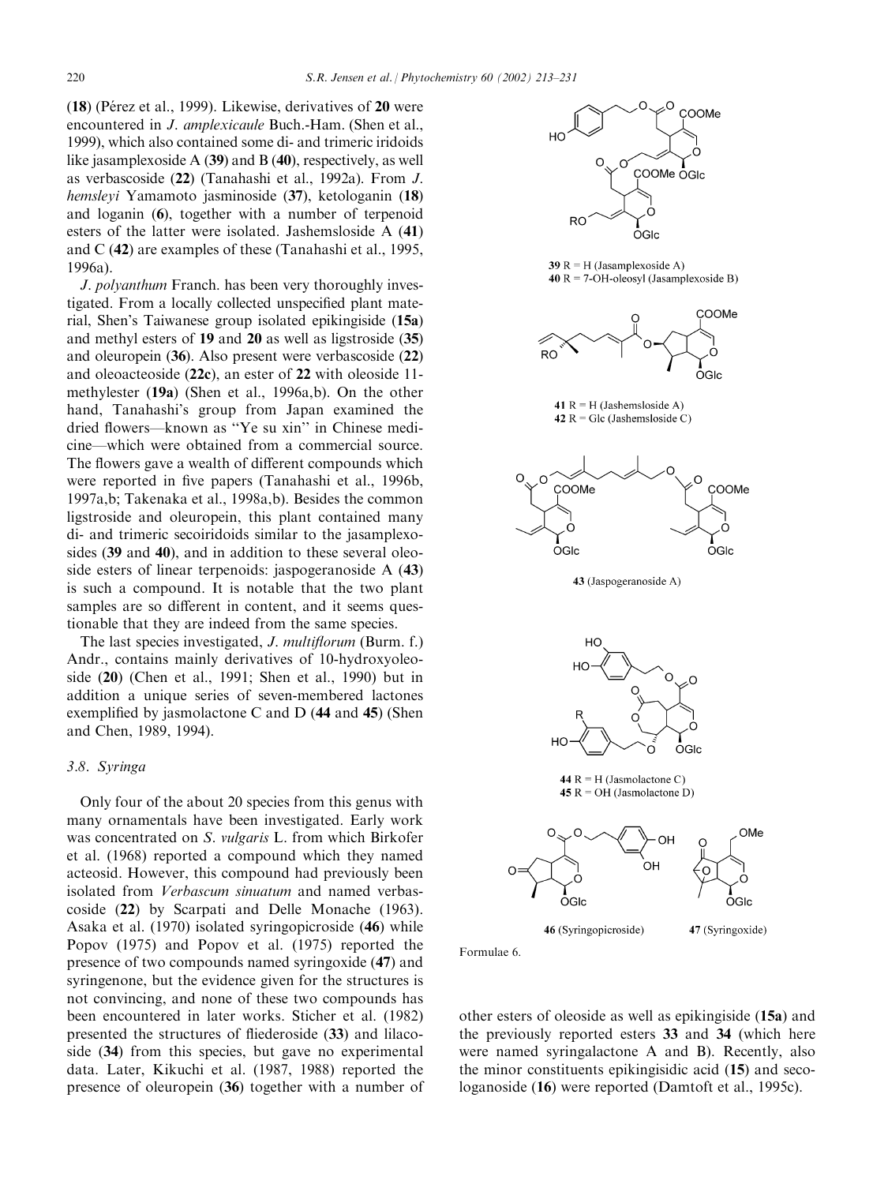(18) (Pérez et al., 1999). Likewise, derivatives of 20 were encountered in *J. amplexicaule* Buch.-Ham. (Shen et al., 1999), which also contained some di- and trimeric iridoids like jasamplexoside A (39) and B (40), respectively, as well as verbascoside (22) (Tanahashi et al., 1992a). From *J. hemsleyi* Yamamoto jasminoside (37), ketologanin (18) and loganin (6), together with a number of terpenoid esters of the latter were isolated. Jashemsloside A (41) and C (42) are examples of these (Tanahashi et al., 1995, 1996a).

*J. polyanthum* Franch. has been very thoroughly investigated. From a locally collected unspecified plant material, Shen's Taiwanese group isolated epikingiside (15a) and methyl esters of 19 and 20 as well as ligstroside (35) and oleuropein (36). Also present were verbascoside (22) and oleoacteoside (22c), an ester of 22 with oleoside 11-methylester (19a) (Shen et al., 1996a,b). On the other hand, Tanahashi's group from Japan examined the dried flowers—known as ''Ye su xin'' in Chinese medicine—which were obtained from a commercial source. The flowers gave a wealth of different compounds which were reported in five papers (Tanahashi et al., 1996b, 1997a,b; Takenaka et al., 1998a,b). Besides the common ligstroside and oleuropein, this plant contained many di- and trimeric secoiridoids similar to the jasamplexosides (39 and 40), and in addition to these several oleoside esters of linear terpenoids: jaspogeranoside A (43) is such a compound. It is notable that the two plant samples are so different in content, and it seems questionable that they are indeed from the same species.

The last species investigated, *J. multiflorum* (Burm. f.) Andr., contains mainly derivatives of 10-hydroxyoleoside (20) (Chen et al., 1991; Shen et al., 1990) but in addition a unique series of seven-membered lactones exemplified by jasmolactone C and D (44 and 45) (Shen and Chen, 1989, 1994).

### 3.8. Syringa

Only four of the about 20 species from this genus with many ornamentals have been investigated. Early work was concentrated on *S. vulgaris* L. from which Birkofer et al. (1968) reported a compound which they named acteosid. However, this compound had previously been isolated from *Verbascum sinuatum* and named verbascoside (22) by Scarpati and Delle Monache (1963). Asaka et al. (1970) isolated syringopicroside (46) while Popov (1975) and Popov et al. (1975) reported the presence of two compounds named syringoxide (47) and syringenone, but the evidence given for the structures is not convincing, and none of these two compounds has been encountered in later works. Sticher et al. (1982) presented the structures of fliederoside (33) and lilacoside (34) from this species, but gave no experimental data. Later, Kikuchi et al. (1987, 1988) reported the presence of oleuropein (36) together with a number of other esters of oleoside as well as epikingiside (15a) and the previously reported esters 33 and 34 (which here were named syringalactone A and B). Recently, also the minor constituents epikingisidic acid (15) and secologanoside (16) were reported (Damtoft et al., 1995c).

39 R = H (Jasamplexoside A)
40 R = 7-OH-oleosyl (Jasamplexoside B)

41 R = H (Jashemsloside A)
42 R = Glc (Jashemsloside C)

43 (Jaspogeranoside A)

44 R = H (Jasmolactone C)
45 R = OH (Jasmolactone D)

46 (Syringopicroside)

47 (Syringoxide)

Formulae 6.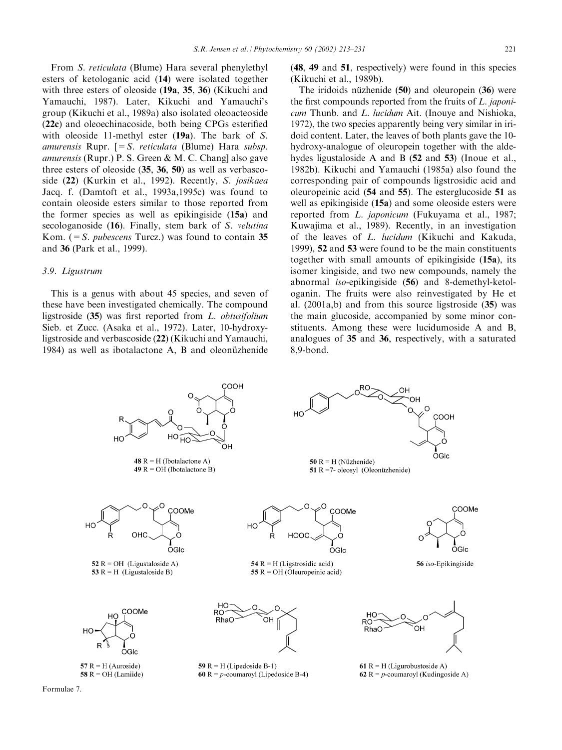From *S. reticulata* (Blume) Hara several phenylethyl esters of ketologanic acid (**14**) were isolated together with three esters of oleoside (**19a**, **35**, **36**) (Kikuchi and Yamauchi, 1987). Later, Kikuchi and Yamauchi's group (Kikuchi et al., 1989a) also isolated oleoacteoside (**22c**) and oleoechinacoside, both being CPGs esterified with oleoside 11-methyl ester (**19a**). The bark of *S. amurensis* Rupr. [= *S. reticulata* (Blume) Hara *subsp. amurensis* (Rupr.) P. S. Green & M. C. Chang] also gave three esters of oleoside (**35**, **36**, **50**) as well as verbascoside (**22**) (Kurkin et al., 1992). Recently, *S. josikaea* Jacq. f. (Damtoft et al., 1993a,1995c) was found to contain oleoside esters similar to those reported from the former species as well as epikingiside (**15a**) and secologanoside (**16**). Finally, stem bark of *S. velutina* Kom. (= *S. pubescens* Turcz.) was found to contain **35** and **36** (Park et al., 1999).

### 3.9. Ligustrum

This is a genus with about 45 species, and seven of these have been investigated chemically. The compound ligstroside (**35**) was first reported from *L. obtusifolium* Sieb. et Zucc. (Asaka et al., 1972). Later, 10-hydroxyligstroside and verbascoside (**22**) (Kikuchi and Yamauchi, 1984) as well as ibotalactone A, B and oleonüzhenide (**48**, **49** and **51**, respectively) were found in this species (Kikuchi et al., 1989b).

The iridoids nüzhenide (**50**) and oleuropein (**36**) were the first compounds reported from the fruits of *L. japonicum* Thunb. and *L. lucidum* Ait. (Inouye and Nishioka, 1972), the two species apparently being very similar in iridoid content. Later, the leaves of both plants gave the 10-hydroxy-analogue of oleuropein together with the aldehydes ligustaloside A and B (**52** and **53**) (Inoue et al., 1982b). Kikuchi and Yamauchi (1985a) also found the corresponding pair of compounds ligstrosidic acid and oleuropeinic acid (**54** and **55**). The esterglucoside **51** as well as epikingiside (**15a**) and some oleoside esters were reported from *L. japonicum* (Fukuyama et al., 1987; Kuwajima et al., 1989). Recently, in an investigation of the leaves of *L. lucidum* (Kikuchi and Kakuda, 1999), **52** and **53** were found to be the main constituents together with small amounts of epikingiside (**15a**), its isomer kingiside, and two new compounds, namely the abnormal *iso*-epikingiside (**56**) and 8-demethyl-ketologanin. The fruits were also reinvestigated by He et al. (2001a,b) and from this source ligstroside (**35**) was the main glucoside, accompanied by some minor constituents. Among these were lucidumoside A and B, analogues of **35** and **36**, respectively, with a saturated 8,9-bond.

**48** R = H (Ibotalactone A)
**49** R = OH (Ibotalactone B)

**50** R = H (Nüzhenide)
**51** R = 7- oleosyl (Oleonüzhenide)

**52** R = OH (Ligustaloside A)
**53** R = H (Ligustaloside B)

**54** R = H (Ligstrosidic acid)
**55** R = OH (Oleuropeinic acid)

**56** *iso*-Epikingiside

**57** R = H (Auroside)
**58** R = OH (Lamiide)

**59** R = H (Lipedoside B-1)
**60** R = *p*-coumaroyl (Lipedoside B-4)

**61** R = H (Ligurobustoside A)
**62** R = *p*-coumaroyl (Kudingoside A)

Formulae 7.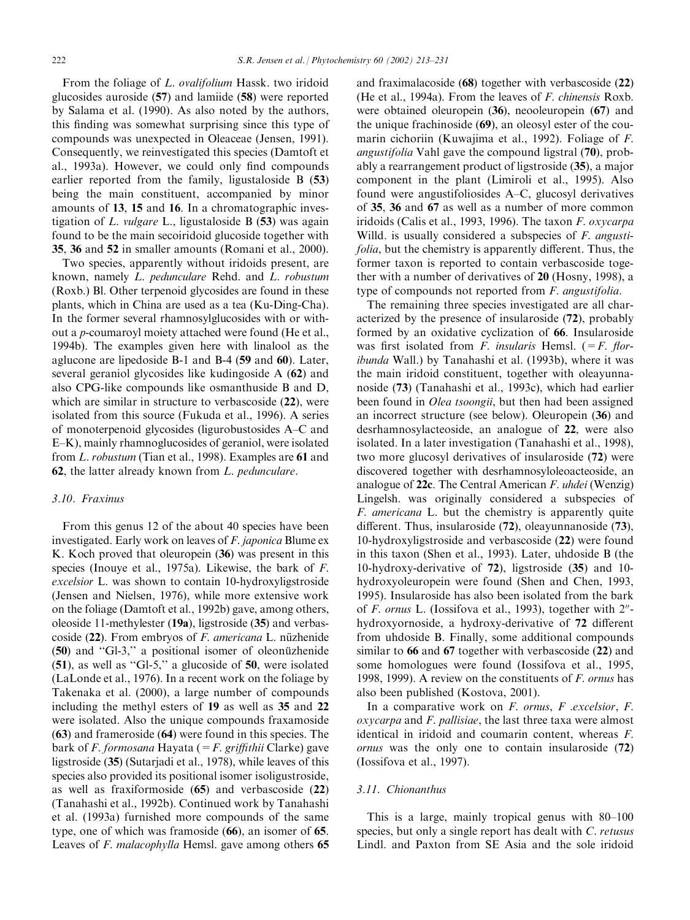From the foliage of *L. ovalifolium* Hassk. two iridoid glucosides auroside (**57**) and lamiide (**58**) were reported by Salama et al. (1990). As also noted by the authors, this finding was somewhat surprising since this type of compounds was unexpected in Oleaceae (Jensen, 1991). Consequently, we reinvestigated this species (Damtoft et al., 1993a). However, we could only find compounds earlier reported from the family, ligustaloside B (**53**) being the main constituent, accompanied by minor amounts of **13**, **15** and **16**. In a chromatographic investigation of *L. vulgare* L., ligustaloside B (**53**) was again found to be the main secoiridoid glucoside together with **35**, **36** and **52** in smaller amounts (Romani et al., 2000).

Two species, apparently without iridoids present, are known, namely *L. pedunculare* Rehd. and *L. robustum* (Roxb.) Bl. Other terpenoid glycosides are found in these plants, which in China are used as a tea (Ku-Ding-Cha). In the former several rhamnosylglucosides with or without a *p*-coumaroyl moiety attached were found (He et al., 1994b). The examples given here with linalool as the aglucone are lipedoside B-1 and B-4 (**59** and **60**). Later, several geraniol glycosides like kudingoside A (**62**) and also CPG-like compounds like osmanthuside B and D, which are similar in structure to verbascoside (**22**), were isolated from this source (Fukuda et al., 1996). A series of monoterpenoid glycosides (ligurobustosides A–C and E–K), mainly rhamnoglucosides of geraniol, were isolated from *L. robustum* (Tian et al., 1998). Examples are **61** and **62**, the latter already known from *L. pedunculare*.

### 3.10. Fraxinus

From this genus 12 of the about 40 species have been investigated. Early work on leaves of *F. japonica* Blume ex K. Koch proved that oleuropein (**36**) was present in this species (Inouye et al., 1975a). Likewise, the bark of *F. excelsior* L. was shown to contain 10-hydroxyligstroside (Jensen and Nielsen, 1976), while more extensive work on the foliage (Damtoft et al., 1992b) gave, among others, oleoside 11-methylester (**19a**), ligstroside (**35**) and verbascoside (**22**). From embryos of *F. americana* L. nüzhenide (**50**) and "Gl-3," a positional isomer of oleonüzhenide (**51**), as well as "Gl-5," a glucoside of **50**, were isolated (LaLonde et al., 1976). In a recent work on the foliage by Takenaka et al. (2000), a large number of compounds including the methyl esters of **19** as well as **35** and **22** were isolated. Also the unique compounds fraxamoside (**63**) and frameroside (**64**) were found in this species. The bark of *F. formosana* Hayata (= *F. griffithii* Clarke) gave ligstroside (**35**) (Sutarjadi et al., 1978), while leaves of this species also provided its positional isomer isoligustroside, as well as fraxiformoside (**65**) and verbascoside (**22**) (Tanahashi et al., 1992b). Continued work by Tanahashi et al. (1993a) furnished more compounds of the same type, one of which was framoside (**66**), an isomer of **65**. Leaves of *F. malacophylla* Hemsl. gave among others **65** and fraximalacoside (**68**) together with verbascoside (**22**) (He et al., 1994a). From the leaves of *F. chinensis* Roxb. were obtained oleuropein (**36**), neooleuropein (**67**) and the unique frachinoside (**69**), an oleosyl ester of the coumarin cichoriin (Kuwajima et al., 1992). Foliage of *F. angustifolia* Vahl gave the compound ligstral (**70**), probably a rearrangement product of ligstroside (**35**), a major component in the plant (Limiroli et al., 1995). Also found were angustifoliosides A–C, glucosyl derivatives of **35**, **36** and **67** as well as a number of more common iridoids (Calis et al., 1993, 1996). The taxon *F. oxycarpa* Willd. is usually considered a subspecies of *F. angustifolia*, but the chemistry is apparently different. Thus, the former taxon is reported to contain verbascoside together with a number of derivatives of **20** (Hosny, 1998), a type of compounds not reported from *F. angustifolia*.

The remaining three species investigated are all characterized by the presence of insularoside (**72**), probably formed by an oxidative cyclization of **66**. Insularoside was first isolated from *F. insularis* Hemsl. (= *F. floribunda* Wall.) by Tanahashi et al. (1993b), where it was the main iridoid constituent, together with oleayunnanoside (**73**) (Tanahashi et al., 1993c), which had earlier been found in *Olea tsoongii*, but then had been assigned an incorrect structure (see below). Oleuropein (**36**) and desrhamnosylacteoside, an analogue of **22**, were also isolated. In a later investigation (Tanahashi et al., 1998), two more glucosyl derivatives of insularoside (**72**) were discovered together with desrhamnosyloleoacteoside, an analogue of **22c**. The Central American *F. uhdei* (Wenzig) Lingelsh. was originally considered a subspecies of *F. americana* L. but the chemistry is apparently quite different. Thus, insularoside (**72**), oleayunnanoside (**73**), 10-hydroxyligstroside and verbascoside (**22**) were found in this taxon (Shen et al., 1993). Later, uhdoside B (the 10-hydroxy-derivative of **72**), ligstroside (**35**) and 10-hydroxyoleuropein were found (Shen and Chen, 1993, 1995). Insularoside has also been isolated from the bark of *F. ornus* L. (Iossifova et al., 1993), together with 2″-hydroxyornoside, a hydroxy-derivative of **72** different from uhdoside B. Finally, some additional compounds similar to **66** and **67** together with verbascoside (**22**) and some homologues were found (Iossifova et al., 1995, 1998, 1999). A review on the constituents of *F. ornus* has also been published (Kostova, 2001).

In a comparative work on *F. ornus*, *F .excelsior*, *F. oxycarpa* and *F. pallisiae*, the last three taxa were almost identical in iridoid and coumarin content, whereas *F. ornus* was the only one to contain insularoside (**72**) (Iossifova et al., 1997).

### 3.11. Chionanthus

This is a large, mainly tropical genus with 80–100 species, but only a single report has dealt with *C. retusus* Lindl. and Paxton from SE Asia and the sole iridoid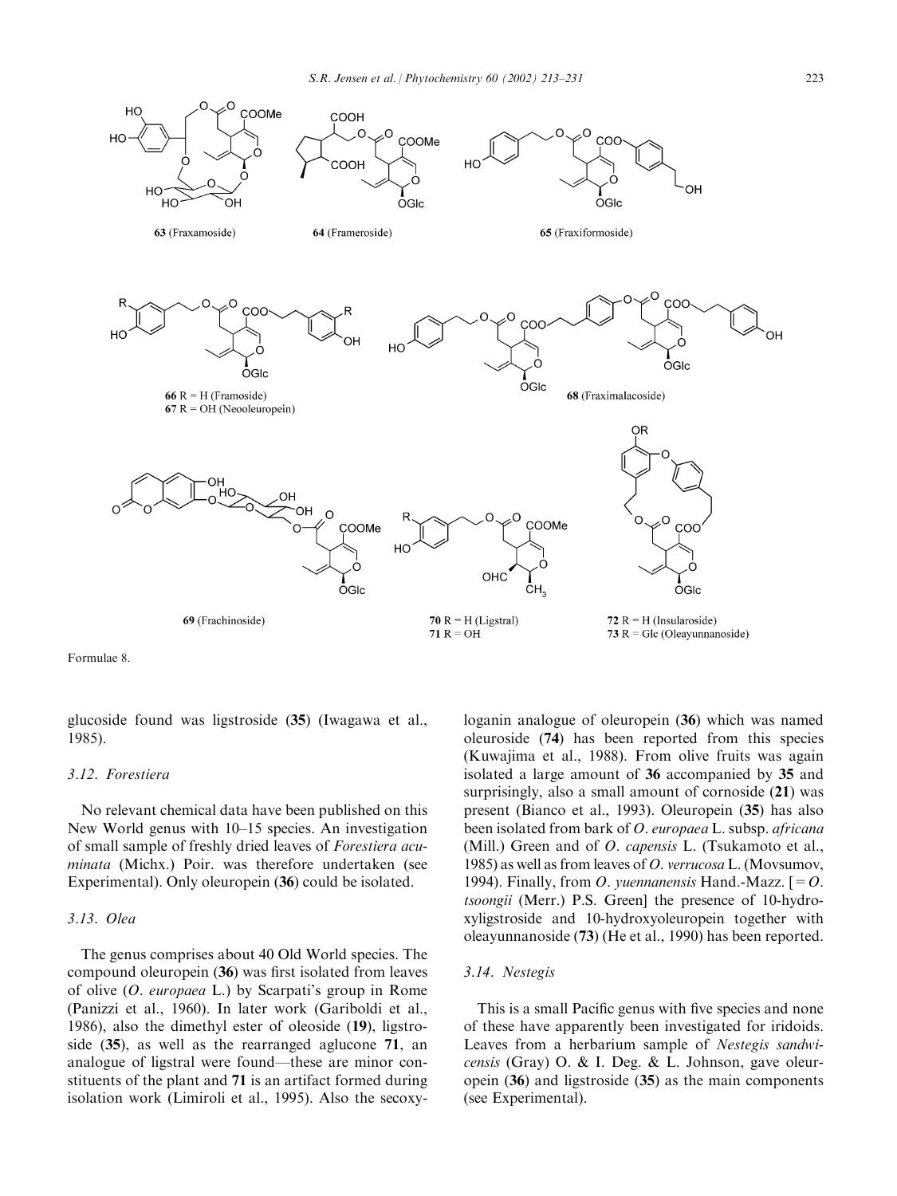63 (Fraxamoside)

64 (Frameroside)

65 (Fraxiformoside)

66 R = H (Framoside)
67 R = OH (Neooleuropein)

68 (Fraximalacoside)

69 (Frachinoside)

70 R = H (Ligstral)
71 R = OH

72 R = H (Insularoside)
73 R = Glc (Oleayunnanoside)

Formulae 8.

glucoside found was ligstroside (**35**) (Iwagawa et al., 1985).

### 3.12. Forestiera

No relevant chemical data have been published on this New World genus with 10–15 species. An investigation of small sample of freshly dried leaves of *Forestiera acuminata* (Michx.) Poir. was therefore undertaken (see Experimental). Only oleuropein (**36**) could be isolated.

### 3.13. Olea

The genus comprises about 40 Old World species. The compound oleuropein (**36**) was first isolated from leaves of olive (*O. europaea* L.) by Scarpati's group in Rome (Panizzi et al., 1960). In later work (Gariboldi et al., 1986), also the dimethyl ester of oleoside (**19**), ligstroside (**35**), as well as the rearranged aglucone **71**, an analogue of ligstral were found—these are minor constituents of the plant and **71** is an artifact formed during isolation work (Limiroli et al., 1995). Also the secoxyloganin analogue of oleuropein (**36**) which was named oleuroside (**74**) has been reported from this species (Kuwajima et al., 1988). From olive fruits was again isolated a large amount of **36** accompanied by **35** and surprisingly, also a small amount of cornoside (**21**) was present (Bianco et al., 1993). Oleuropein (**35**) has also been isolated from bark of *O. europaea* L. subsp. *africana* (Mill.) Green and of *O. capensis* L. (Tsukamoto et al., 1985) as well as from leaves of *O. verrucosa* L. (Movsumov, 1994). Finally, from *O. yuennanensis* Hand.-Mazz. [= *O. tsoongii* (Merr.) P.S. Green] the presence of 10-hydroxyligstroside and 10-hydroxyoleuropein together with oleayunnanoside (**73**) (He et al., 1990) has been reported.

### 3.14. Nestegis

This is a small Pacific genus with five species and none of these have apparently been investigated for iridoids. Leaves from a herbarium sample of *Nestegis sandwicensis* (Gray) O. & I. Deg. & L. Johnson, gave oleuropein (**36**) and ligstroside (**35**) as the main components (see Experimental).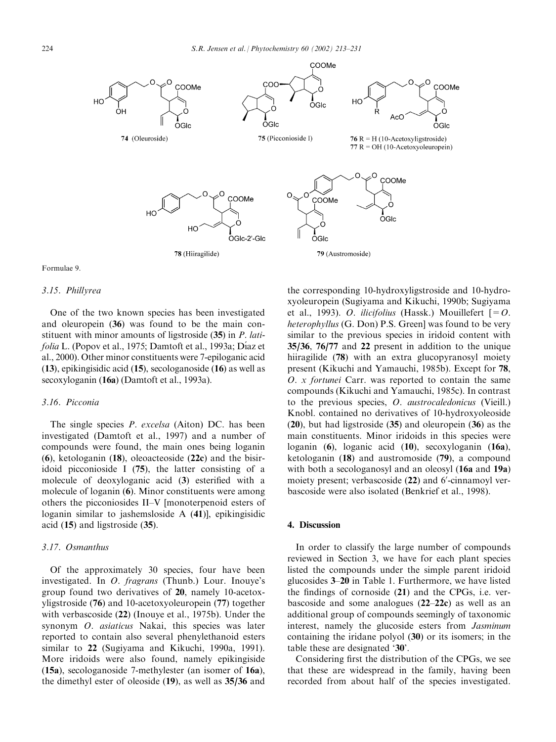74 (Oleuroside)

75 (Picconioside I)

76 R = H (10-Acetoxyligstroside)
77 R = OH (10-Acetoxyoleuropein)

78 (Hiiragilide)

79 (Austromoside)

Formulae 9.

### 3.15. Phillyrea

One of the two known species has been investigated and oleuropein (**36**) was found to be the main constituent with minor amounts of ligstroside (**35**) in *P. latifolia* L. (Popov et al., 1975; Damtoft et al., 1993a; Díaz et al., 2000). Other minor constituents were 7-epiloganic acid (**13**), epikingisidic acid (**15**), secologanoside (**16**) as well as secoxyloganin (**16a**) (Damtoft et al., 1993a).

### 3.16. Picconia

The single species *P. excelsa* (Aiton) DC. has been investigated (Damtoft et al., 1997) and a number of compounds were found, the main ones being loganin (**6**), ketologanin (**18**), oleoacteoside (**22c**) and the bisiridoid picconioside I (**75**), the latter consisting of a molecule of deoxyloganic acid (**3**) esterified with a molecule of loganin (**6**). Minor constituents were among others the picconiosides II–V [monoterpenoid esters of loganin similar to jashemsloside A (**41**)], epikingisidic acid (**15**) and ligstroside (**35**).

### 3.17. Osmanthus

Of the approximately 30 species, four have been investigated. In *O. fragrans* (Thunb.) Lour. Inouye's group found two derivatives of **20**, namely 10-acetoxyligstroside (**76**) and 10-acetoxyoleuropein (**77**) together with verbascoside (**22**) (Inouye et al., 1975b). Under the synonym *O. asiaticus* Nakai, this species was later reported to contain also several phenylethanoid esters similar to **22** (Sugiyama and Kikuchi, 1990a, 1991). More iridoids were also found, namely epikingiside (**15a**), secologanoside 7-methylester (an isomer of **16a**), the dimethyl ester of oleoside (**19**), as well as **35**/**36** and the corresponding 10-hydroxyligstroside and 10-hydroxyoleuropein (Sugiyama and Kikuchi, 1990b; Sugiyama et al., 1993). *O. ilicifolius* (Hassk.) Mouillefert [= *O. heterophyllus* (G. Don) P.S. Green] was found to be very similar to the previous species in iridoid content with **35**/**36**, **76**/**77** and **22** present in addition to the unique hiiragilide (**78**) with an extra glucopyranosyl moiety present (Kikuchi and Yamauchi, 1985b). Except for **78**, *O. x fortunei* Carr. was reported to contain the same compounds (Kikuchi and Yamauchi, 1985c). In contrast to the previous species, *O. austrocaledonicus* (Vieill.) Knobl. contained no derivatives of 10-hydroxyoleoside (**20**), but had ligstroside (**35**) and oleuropein (**36**) as the main constituents. Minor iridoids in this species were loganin (**6**), loganic acid (**10**), secoxyloganin (**16a**), ketologanin (**18**) and austromoside (**79**), a compound with both a secologanosyl and an oleosyl (**16a** and **19a**) moiety present; verbascoside (**22**) and 6′-cinnamoyl verbascoside were also isolated (Benkrief et al., 1998).

## 4. Discussion

In order to classify the large number of compounds reviewed in Section 3, we have for each plant species listed the compounds under the simple parent iridoid glucosides **3**–**20** in Table 1. Furthermore, we have listed the findings of cornoside (**21**) and the CPGs, i.e. verbascoside and some analogues (**22**–**22c**) as well as an additional group of compounds seemingly of taxonomic interest, namely the glucoside esters from *Jasminum* containing the iridane polyol (**30**) or its isomers; in the table these are designated '**30**'.

Considering first the distribution of the CPGs, we see that these are widespread in the family, having been recorded from about half of the species investigated.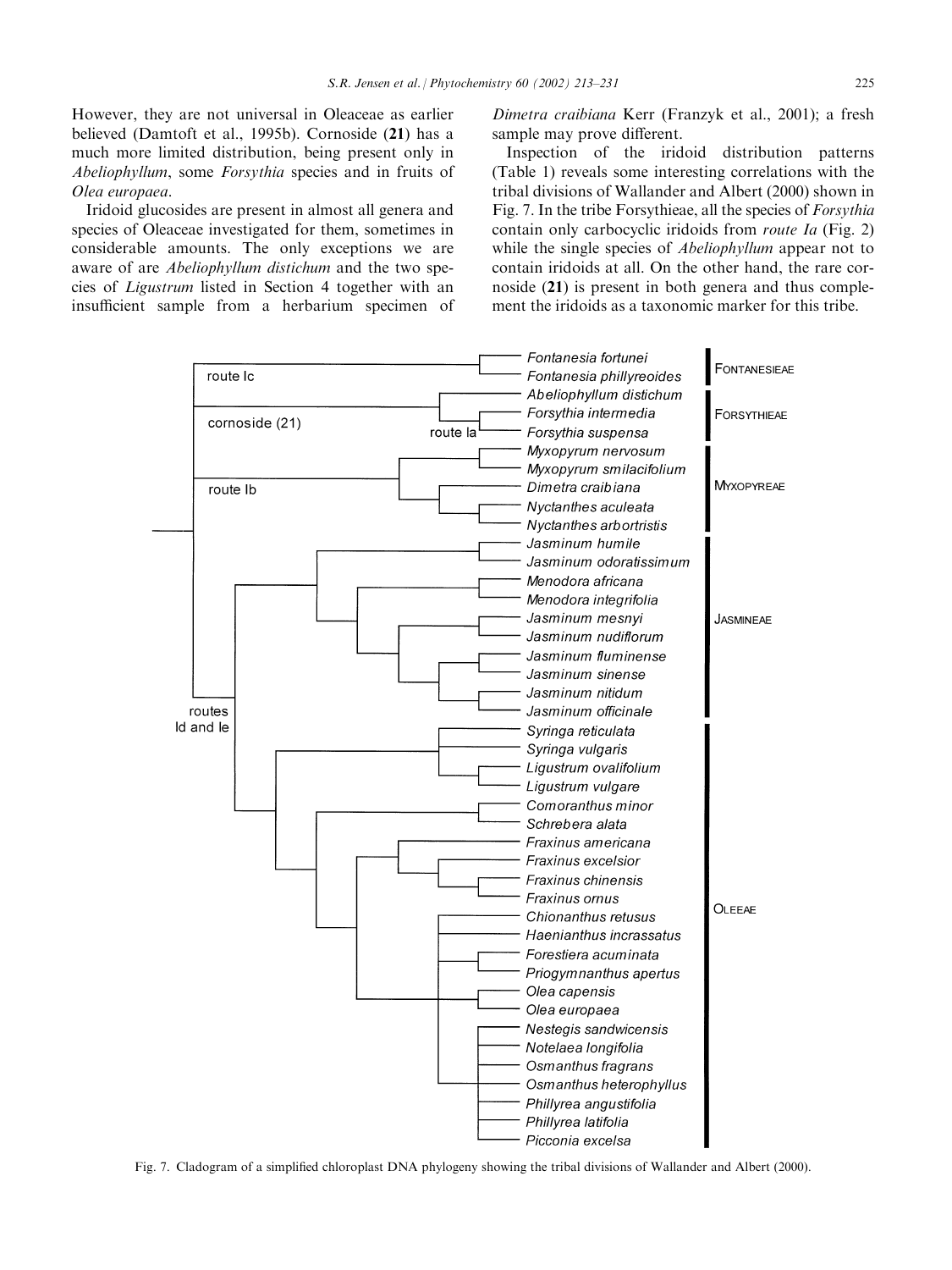However, they are not universal in Oleaceae as earlier believed (Damtoft et al., 1995b). Cornoside (**21**) has a much more limited distribution, being present only in *Abeliophyllum*, some *Forsythia* species and in fruits of *Olea europaea*.

Iridoid glucosides are present in almost all genera and species of Oleaceae investigated for them, sometimes in considerable amounts. The only exceptions we are aware of are *Abeliophyllum distichum* and the two species of *Ligustrum* listed in Section 4 together with an insufficient sample from a herbarium specimen of *Dimetra craibiana* Kerr (Franzyk et al., 2001); a fresh sample may prove different.

Inspection of the iridoid distribution patterns (Table 1) reveals some interesting correlations with the tribal divisions of Wallander and Albert (2000) shown in Fig. 7. In the tribe Forsythieae, all the species of *Forsythia* contain only carbocyclic iridoids from *route Ia* (Fig. 2) while the single species of *Abeliophyllum* appear not to contain iridoids at all. On the other hand, the rare cornoside (**21**) is present in both genera and thus complement the iridoids as a taxonomic marker for this tribe.

Fig. 7. Cladogram of a simplified chloroplast DNA phylogeny showing the tribal divisions of Wallander and Albert (2000).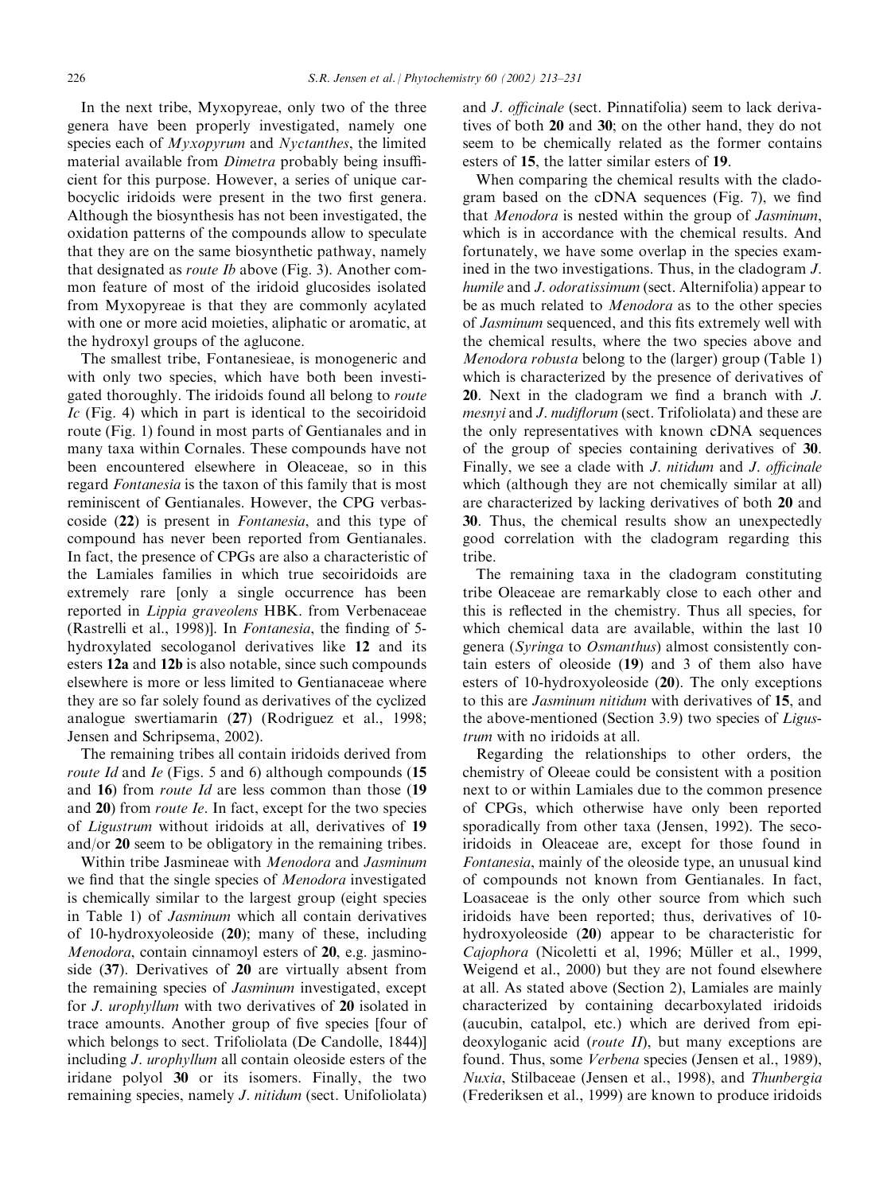In the next tribe, Myxopyreae, only two of the three genera have been properly investigated, namely one species each of *Myxopyrum* and *Nyctanthes*, the limited material available from *Dimetra* probably being insufficient for this purpose. However, a series of unique carbocyclic iridoids were present in the two first genera. Although the biosynthesis has not been investigated, the oxidation patterns of the compounds allow to speculate that they are on the same biosynthetic pathway, namely that designated as *route Ib* above (Fig. 3). Another common feature of most of the iridoid glucosides isolated from Myxopyreae is that they are commonly acylated with one or more acid moieties, aliphatic or aromatic, at the hydroxyl groups of the aglucone.

The smallest tribe, Fontanesieae, is monogeneric and with only two species, which have both been investigated thoroughly. The iridoids found all belong to *route Ic* (Fig. 4) which in part is identical to the secoiridoid route (Fig. 1) found in most parts of Gentianales and in many taxa within Cornales. These compounds have not been encountered elsewhere in Oleaceae, so in this regard *Fontanesia* is the taxon of this family that is most reminiscent of Gentianales. However, the CPG verbascoside (**22**) is present in *Fontanesia*, and this type of compound has never been reported from Gentianales. In fact, the presence of CPGs are also a characteristic of the Lamiales families in which true secoiridoids are extremely rare [only a single occurrence has been reported in *Lippia graveolens* HBK. from Verbenaceae (Rastrelli et al., 1998)]. In *Fontanesia*, the finding of 5-hydroxylated secologanol derivatives like **12** and its esters **12a** and **12b** is also notable, since such compounds elsewhere is more or less limited to Gentianaceae where they are so far solely found as derivatives of the cyclized analogue swertiamarin (**27**) (Rodriguez et al., 1998; Jensen and Schripsema, 2002).

The remaining tribes all contain iridoids derived from *route Id* and *Ie* (Figs. 5 and 6) although compounds (**15** and **16**) from *route Id* are less common than those (**19** and **20**) from *route Ie*. In fact, except for the two species of *Ligustrum* without iridoids at all, derivatives of **19** and/or **20** seem to be obligatory in the remaining tribes.

Within tribe Jasmineae with *Menodora* and *Jasminum* we find that the single species of *Menodora* investigated is chemically similar to the largest group (eight species in Table 1) of *Jasminum* which all contain derivatives of 10-hydroxyoleoside (**20**); many of these, including *Menodora*, contain cinnamoyl esters of **20**, e.g. jasminoside (**37**). Derivatives of **20** are virtually absent from the remaining species of *Jasminum* investigated, except for *J. urophyllum* with two derivatives of **20** isolated in trace amounts. Another group of five species [four of which belongs to sect. Trifoliolata (De Candolle, 1844)] including *J. urophyllum* all contain oleoside esters of the iridane polyol **30** or its isomers. Finally, the two remaining species, namely *J. nitidum* (sect. Unifoliolata) and *J. officinale* (sect. Pinnatifolia) seem to lack derivatives of both **20** and **30**; on the other hand, they do not seem to be chemically related as the former contains esters of **15**, the latter similar esters of **19**.

When comparing the chemical results with the cladogram based on the cDNA sequences (Fig. 7), we find that *Menodora* is nested within the group of *Jasminum*, which is in accordance with the chemical results. And fortunately, we have some overlap in the species examined in the two investigations. Thus, in the cladogram *J. humile* and *J. odoratissimum* (sect. Alternifolia) appear to be as much related to *Menodora* as to the other species of *Jasminum* sequenced, and this fits extremely well with the chemical results, where the two species above and *Menodora robusta* belong to the (larger) group (Table 1) which is characterized by the presence of derivatives of **20**. Next in the cladogram we find a branch with *J. mesnyi* and *J. nudiflorum* (sect. Trifoliolata) and these are the only representatives with known cDNA sequences of the group of species containing derivatives of **30**. Finally, we see a clade with *J. nitidum* and *J. officinale* which (although they are not chemically similar at all) are characterized by lacking derivatives of both **20** and **30**. Thus, the chemical results show an unexpectedly good correlation with the cladogram regarding this tribe.

The remaining taxa in the cladogram constituting tribe Oleaceae are remarkably close to each other and this is reflected in the chemistry. Thus all species, for which chemical data are available, within the last 10 genera (*Syringa* to *Osmanthus*) almost consistently contain esters of oleoside (**19**) and 3 of them also have esters of 10-hydroxyoleoside (**20**). The only exceptions to this are *Jasminum nitidum* with derivatives of **15**, and the above-mentioned (Section 3.9) two species of *Ligustrum* with no iridoids at all.

Regarding the relationships to other orders, the chemistry of Oleeae could be consistent with a position next to or within Lamiales due to the common presence of CPGs, which otherwise have only been reported sporadically from other taxa (Jensen, 1992). The secoiridoids in Oleaceae are, except for those found in *Fontanesia*, mainly of the oleoside type, an unusual kind of compounds not known from Gentianales. In fact, Loasaceae is the only other source from which such iridoids have been reported; thus, derivatives of 10-hydroxyoleoside (**20**) appear to be characteristic for *Cajophora* (Nicoletti et al, 1996; Müller et al., 1999, Weigend et al., 2000) but they are not found elsewhere at all. As stated above (Section 2), Lamiales are mainly characterized by containing decarboxylated iridoids (aucubin, catalpol, etc.) which are derived from epi-deoxyloganic acid (*route II*), but many exceptions are found. Thus, some *Verbena* species (Jensen et al., 1989), *Nuxia*, Stilbaceae (Jensen et al., 1998), and *Thunbergia* (Frederiksen et al., 1999) are known to produce iridoids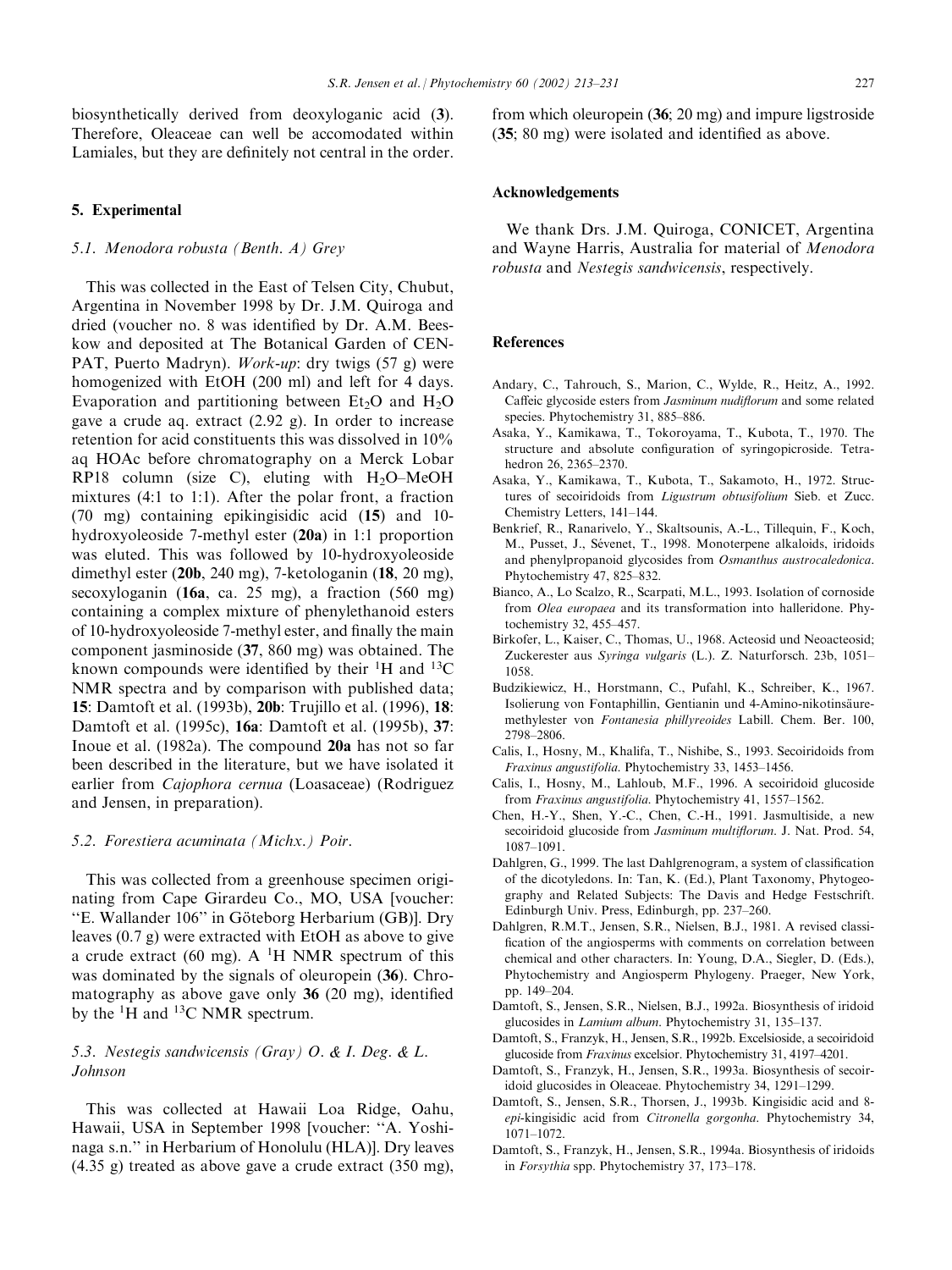biosynthetically derived from deoxyloganic acid (**3**). Therefore, Oleaceae can well be accomodated within Lamiales, but they are definitely not central in the order.

## 5. Experimental

### 5.1. *Menodora robusta (Benth. A) Grey*

This was collected in the East of Telsen City, Chubut, Argentina in November 1998 by Dr. J.M. Quiroga and dried (voucher no. 8 was identified by Dr. A.M. Beeskow and deposited at The Botanical Garden of CENPAT, Puerto Madryn). *Work-up*: dry twigs (57 g) were homogenized with EtOH (200 ml) and left for 4 days. Evaporation and partitioning between $Et_2O$ and $H_2O$ gave a crude aq. extract (2.92 g). In order to increase retention for acid constituents this was dissolved in 10% aq HOAc before chromatography on a Merck Lobar RP18 column (size C), eluting with $H_2O$–MeOH mixtures (4:1 to 1:1). After the polar front, a fraction (70 mg) containing epikingisidic acid (**15**) and 10-hydroxyoleoside 7-methyl ester (**20a**) in 1:1 proportion was eluted. This was followed by 10-hydroxyoleoside dimethyl ester (**20b**, 240 mg), 7-ketologanin (**18**, 20 mg), secoxyloganin (**16a**, ca. 25 mg), a fraction (560 mg) containing a complex mixture of phenylethanoid esters of 10-hydroxyoleoside 7-methyl ester, and finally the main component jasminoside (**37**, 860 mg) was obtained. The known compounds were identified by their $^1H$ and $^{13}C$ NMR spectra and by comparison with published data; **15**: Damtoft et al. (1993b), **20b**: Trujillo et al. (1996), **18**: Damtoft et al. (1995c), **16a**: Damtoft et al. (1995b), **37**: Inoue et al. (1982a). The compound **20a** has not so far been described in the literature, but we have isolated it earlier from *Cajophora cernua* (Loasaceae) (Rodriguez and Jensen, in preparation).

### 5.2. *Forestiera acuminata (Michx.) Poir.*

This was collected from a greenhouse specimen originating from Cape Girardeu Co., MO, USA [voucher: "E. Wallander 106" in Göteborg Herbarium (GB)]. Dry leaves (0.7 g) were extracted with EtOH as above to give a crude extract (60 mg). A $^1H$ NMR spectrum of this was dominated by the signals of oleuropein (**36**). Chromatography as above gave only **36** (20 mg), identified by the $^1H$ and $^{13}C$ NMR spectrum.

### 5.3. *Nestegis sandwicensis (Gray) O. & I. Deg. & L. Johnson*

This was collected at Hawaii Loa Ridge, Oahu, Hawaii, USA in September 1998 [voucher: "A. Yoshinaga s.n." in Herbarium of Honolulu (HLA)]. Dry leaves (4.35 g) treated as above gave a crude extract (350 mg), from which oleuropein (**36**; 20 mg) and impure ligstroside (**35**; 80 mg) were isolated and identified as above.

## Acknowledgements

We thank Drs. J.M. Quiroga, CONICET, Argentina and Wayne Harris, Australia for material of *Menodora robusta* and *Nestegis sandwicensis*, respectively.

## References

Andary, C., Tahrouch, S., Marion, C., Wylde, R., Heitz, A., 1992. Caffeic glycoside esters from *Jasminum nudiflorum* and some related species. Phytochemistry 31, 885–886.

Asaka, Y., Kamikawa, T., Tokoroyama, T., Kubota, T., 1970. The structure and absolute configuration of syringopicroside. Tetrahedron 26, 2365–2370.

Asaka, Y., Kamikawa, T., Kubota, T., Sakamoto, H., 1972. Structures of secoiridoids from *Ligustrum obtusifolium* Sieb. et Zucc. Chemistry Letters, 141–144.

Benkrief, R., Ranarivelo, Y., Skaltsounis, A.-L., Tillequin, F., Koch, M., Pusset, J., Sévenet, T., 1998. Monoterpene alkaloids, iridoids and phenylpropanoid glycosides from *Osmanthus austrocaledonica*. Phytochemistry 47, 825–832.

Bianco, A., Lo Scalzo, R., Scarpati, M.L., 1993. Isolation of cornoside from *Olea europaea* and its transformation into halleridone. Phytochemistry 32, 455–457.

Birkofer, L., Kaiser, C., Thomas, U., 1968. Acteosid und Neoacteosid; Zuckerester aus *Syringa vulgaris* (L.). Z. Naturforsch. 23b, 1051–1058.

Budzikiewicz, H., Horstmann, C., Pufahl, K., Schreiber, K., 1967. Isolierung von Fontaphillin, Gentianin und 4-Amino-nikotinsäuremethylester von *Fontanesia phillyreoides* Labill. Chem. Ber. 100, 2798–2806.

Calis, I., Hosny, M., Khalifa, T., Nishibe, S., 1993. Secoiridoids from *Fraxinus angustifolia*. Phytochemistry 33, 1453–1456.

Calis, I., Hosny, M., Lahloub, M.F., 1996. A secoiridoid glucoside from *Fraxinus angustifolia*. Phytochemistry 41, 1557–1562.

Chen, H.-Y., Shen, Y.-C., Chen, C.-H., 1991. Jasmultiside, a new secoiridoid glucoside from *Jasminum multiflorum*. J. Nat. Prod. 54, 1087–1091.

Dahlgren, G., 1999. The last Dahlgrenogram, a system of classification of the dicotyledons. In: Tan, K. (Ed.), Plant Taxonomy, Phytogeography and Related Subjects: The Davis and Hedge Festschrift. Edinburgh Univ. Press, Edinburgh, pp. 237–260.

Dahlgren, R.M.T., Jensen, S.R., Nielsen, B.J., 1981. A revised classification of the angiosperms with comments on correlation between chemical and other characters. In: Young, D.A., Siegler, D. (Eds.), Phytochemistry and Angiosperm Phylogeny. Praeger, New York, pp. 149–204.

Damtoft, S., Jensen, S.R., Nielsen, B.J., 1992a. Biosynthesis of iridoid glucosides in *Lamium album*. Phytochemistry 31, 135–137.

Damtoft, S., Franzyk, H., Jensen, S.R., 1992b. Excelsioside, a secoiridoid glucoside from *Fraxinus* excelsior. Phytochemistry 31, 4197–4201.

Damtoft, S., Franzyk, H., Jensen, S.R., 1993a. Biosynthesis of secoiridoid glucosides in Oleaceae. Phytochemistry 34, 1291–1299.

Damtoft, S., Jensen, S.R., Thorsen, J., 1993b. Kingisidic acid and 8-*epi*-kingisidic acid from *Citronella gorgonha*. Phytochemistry 34, 1071–1072.

Damtoft, S., Franzyk, H., Jensen, S.R., 1994a. Biosynthesis of iridoids in *Forsythia* spp. Phytochemistry 37, 173–178.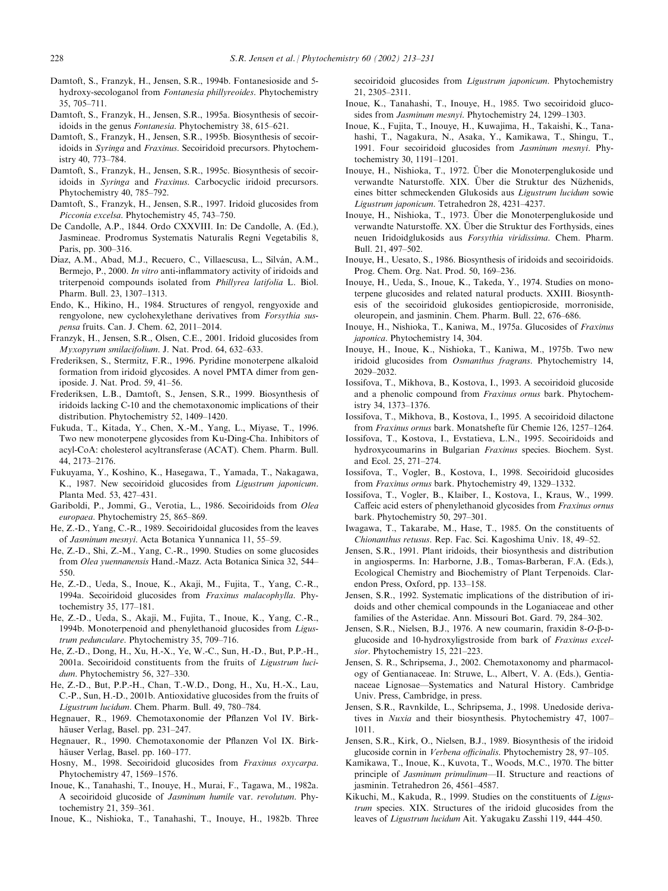Damtoft, S., Franzyk, H., Jensen, S.R., 1994b. Fontanesioside and 5-hydroxy-secologanol from *Fontanesia phillyreoides*. Phytochemistry 35, 705–711.

Damtoft, S., Franzyk, H., Jensen, S.R., 1995a. Biosynthesis of secoiridoids in the genus *Fontanesia*. Phytochemistry 38, 615–621.

Damtoft, S., Franzyk, H., Jensen, S.R., 1995b. Biosynthesis of secoiridoids in *Syringa* and *Fraxinus*. Secoiridoid precursors. Phytochemistry 40, 773–784.

Damtoft, S., Franzyk, H., Jensen, S.R., 1995c. Biosynthesis of secoiridoids in *Syringa* and *Fraxinus*. Carbocyclic iridoid precursors. Phytochemistry 40, 785–792.

Damtoft, S., Franzyk, H., Jensen, S.R., 1997. Iridoid glucosides from *Picconia excelsa*. Phytochemistry 45, 743–750.

De Candolle, A.P., 1844. Ordo CXXVIII. In: De Candolle, A. (Ed.), Jasmineae. Prodromus Systematis Naturalis Regni Vegetabilis 8, Paris, pp. 300–316.

Díaz, A.M., Abad, M.J., Recuero, C., Villaescusa, L., Silván, A.M., Bermejo, P., 2000. *In vitro* anti-inflammatory activity of iridoids and triterpenoid compounds isolated from *Phillyrea latifolia* L. Biol. Pharm. Bull. 23, 1307–1313.

Endo, K., Hikino, H., 1984. Structures of rengyol, rengyoxide and rengyolone, new cyclohexylethane derivatives from *Forsythia suspensa* fruits. Can. J. Chem. 62, 2011–2014.

Franzyk, H., Jensen, S.R., Olsen, C.E., 2001. Iridoid glucosides from *Myxopyrum smilacifolium*. J. Nat. Prod. 64, 632–633.

Frederiksen, S., Stermitz, F.R., 1996. Pyridine monoterpene alkaloid formation from iridoid glycosides. A novel PMTA dimer from geniposide. J. Nat. Prod. 59, 41–56.

Frederiksen, L.B., Damtoft, S., Jensen, S.R., 1999. Biosynthesis of iridoids lacking C-10 and the chemotaxonomic implications of their distribution. Phytochemistry 52, 1409–1420.

Fukuda, T., Kitada, Y., Chen, X.-M., Yang, L., Miyase, T., 1996. Two new monoterpene glycosides from Ku-Ding-Cha. Inhibitors of acyl-CoA: cholesterol acyltransferase (ACAT). Chem. Pharm. Bull. 44, 2173–2176.

Fukuyama, Y., Koshino, K., Hasegawa, T., Yamada, T., Nakagawa, K., 1987. New secoiridoid glucosides from *Ligustrum japonicum*. Planta Med. 53, 427–431.

Gariboldi, P., Jommi, G., Verotia, L., 1986. Secoiridoids from *Olea europaea*. Phytochemistry 25, 865–869.

He, Z.-D., Yang, C.-R., 1989. Secoiridoidal glucosides from the leaves of *Jasminum mesnyi*. Acta Botanica Yunnanica 11, 55–59.

He, Z.-D., Shi, Z.-M., Yang, C.-R., 1990. Studies on some glucosides from *Olea yuennanensis* Hand.-Mazz. Acta Botanica Sinica 32, 544–550.

He, Z.-D., Ueda, S., Inoue, K., Akaji, M., Fujita, T., Yang, C.-R., 1994a. Secoiridoid glucosides from *Fraxinus malacophylla*. Phytochemistry 35, 177–181.

He, Z.-D., Ueda, S., Akaji, M., Fujita, T., Inoue, K., Yang, C.-R., 1994b. Monoterpenoid and phenylethanoid glucosides from *Ligustrum pedunculare*. Phytochemistry 35, 709–716.

He, Z.-D., Dong, H., Xu, H.-X., Ye, W.-C., Sun, H.-D., But, P.P.-H., 2001a. Secoiridoid constituents from the fruits of *Ligustrum lucidum*. Phytochemistry 56, 327–330.

He, Z.-D., But, P.P.-H., Chan, T.-W.D., Dong, H., Xu, H.-X., Lau, C.-P., Sun, H.-D., 2001b. Antioxidative glucosides from the fruits of *Ligustrum lucidum*. Chem. Pharm. Bull. 49, 780–784.

Hegnauer, R., 1969. Chemotaxonomie der Pflanzen Vol IV. Birkhäuser Verlag, Basel. pp. 231–247.

Hegnauer, R., 1990. Chemotaxonomie der Pflanzen Vol IX. Birkhäuser Verlag, Basel. pp. 160–177.

Hosny, M., 1998. Secoiridoid glucosides from *Fraxinus oxycarpa*. Phytochemistry 47, 1569–1576.

Inoue, K., Tanahashi, T., Inouye, H., Murai, F., Tagawa, M., 1982a. A secoiridoid glucoside of *Jasminum humile* var. *revolutum*. Phytochemistry 21, 359–361.

Inoue, K., Nishioka, T., Tanahashi, T., Inouye, H., 1982b. Three secoiridoid glucosides from *Ligustrum japonicum*. Phytochemistry 21, 2305–2311.

Inoue, K., Tanahashi, T., Inouye, H., 1985. Two secoiridoid glucosides from *Jasminum mesnyi*. Phytochemistry 24, 1299–1303.

Inoue, K., Fujita, T., Inouye, H., Kuwajima, H., Takaishi, K., Tanahashi, T., Nagakura, N., Asaka, Y., Kamikawa, T., Shingu, T., 1991. Four secoiridoid glucosides from *Jasminum mesnyi*. Phytochemistry 30, 1191–1201.

Inouye, H., Nishioka, T., 1972. Über die Monoterpenglukoside und verwandte Naturstoffe. XIX. Über die Struktur des Nüzhenids, eines bitter schmeckenden Glukosids aus *Ligustrum lucidum* sowie *Ligustrum japonicum*. Tetrahedron 28, 4231–4237.

Inouye, H., Nishioka, T., 1973. Über die Monoterpenglukoside und verwandte Naturstoffe. XX. Über die Struktur des Forthysids, eines neuen Iridoidglukosids aus *Forsythia viridissima*. Chem. Pharm. Bull. 21, 497–502.

Inouye, H., Uesato, S., 1986. Biosynthesis of iridoids and secoiridoids. Prog. Chem. Org. Nat. Prod. 50, 169–236.

Inouye, H., Ueda, S., Inoue, K., Takeda, Y., 1974. Studies on monoterpene glucosides and related natural products. XXIII. Biosynthesis of the secoiridoid glukosides gentiopicroside, morroniside, oleuropein, and jasminin. Chem. Pharm. Bull. 22, 676–686.

Inouye, H., Nishioka, T., Kaniwa, M., 1975a. Glucosides of *Fraxinus japonica*. Phytochemistry 14, 304.

Inouye, H., Inoue, K., Nishioka, T., Kaniwa, M., 1975b. Two new iridoid glucosides from *Osmanthus fragrans*. Phytochemistry 14, 2029–2032.

Iossifova, T., Mikhova, B., Kostova, I., 1993. A secoiridoid glucoside and a phenolic compound from *Fraxinus ornus* bark. Phytochemistry 34, 1373–1376.

Iossifova, T., Mikhova, B., Kostova, I., 1995. A secoiridoid dilactone from *Fraxinus ornus* bark. Monatshefte für Chemie 126, 1257–1264.

Iossifova, T., Kostova, I., Evstatieva, L.N., 1995. Secoiridoids and hydroxycoumarins in Bulgarian *Fraxinus* species. Biochem. Syst. and Ecol. 25, 271–274.

Iossifova, T., Vogler, B., Kostova, I., 1998. Secoiridoid glucosides from *Fraxinus ornus* bark. Phytochemistry 49, 1329–1332.

Iossifova, T., Vogler, B., Klaiber, I., Kostova, I., Kraus, W., 1999. Caffeic acid esters of phenylethanoid glycosides from *Fraxinus ornus* bark. Phytochemistry 50, 297–301.

Iwagawa, T., Takarabe, M., Hase, T., 1985. On the constituents of *Chionanthus retusus*. Rep. Fac. Sci. Kagoshima Univ. 18, 49–52.

Jensen, S.R., 1991. Plant iridoids, their biosynthesis and distribution in angiosperms. In: Harborne, J.B., Tomas-Barberan, F.A. (Eds.), Ecological Chemistry and Biochemistry of Plant Terpenoids. Clarendon Press, Oxford, pp. 133–158.

Jensen, S.R., 1992. Systematic implications of the distribution of iridoids and other chemical compounds in the Loganiaceae and other families of the Asteridae. Ann. Missouri Bot. Gard. 79, 284–302.

Jensen, S.R., Nielsen, B.J., 1976. A new coumarin, fraxidin 8-*O*-β-D-glucoside and 10-hydroxyligstroside from bark of *Fraxinus excelsior*. Phytochemistry 15, 221–223.

Jensen, S. R., Schripsema, J., 2002. Chemotaxonomy and pharmacology of Gentianaceae. In: Struwe, L., Albert, V. A. (Eds.), Gentianaceae Lignosae—Systematics and Natural History. Cambridge Univ. Press, Cambridge, in press.

Jensen, S.R., Ravnkilde, L., Schripsema, J., 1998. Unedoside derivatives in *Nuxia* and their biosynthesis. Phytochemistry 47, 1007–1011.

Jensen, S.R., Kirk, O., Nielsen, B.J., 1989. Biosynthesis of the iridoid glucoside cornin in *Verbena officinalis*. Phytochemistry 28, 97–105.

Kamikawa, T., Inoue, K., Kuvota, T., Woods, M.C., 1970. The bitter principle of *Jasminum primulinum*—II. Structure and reactions of jasminin. Tetrahedron 26, 4561–4587.

Kikuchi, M., Kakuda, R., 1999. Studies on the constituents of *Ligustrum* species. XIX. Structures of the iridoid glucosides from the leaves of *Ligustrum lucidum* Ait. Yakugaku Zasshi 119, 444–450.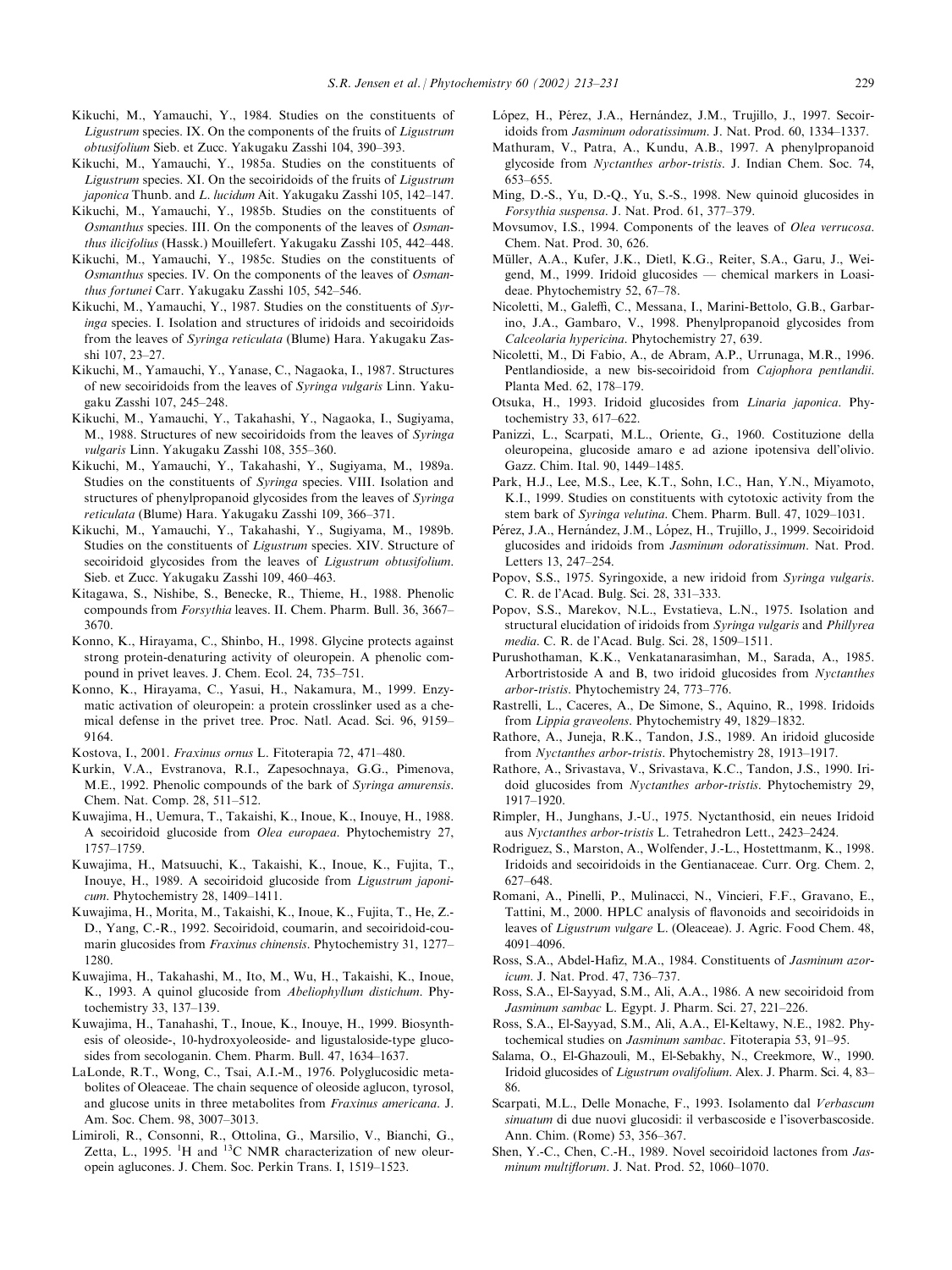Kikuchi, M., Yamauchi, Y., 1984. Studies on the constituents of *Ligustrum* species. IX. On the components of the fruits of *Ligustrum obtusifolium* Sieb. et Zucc. Yakugaku Zasshi 104, 390–393.

Kikuchi, M., Yamauchi, Y., 1985a. Studies on the constituents of *Ligustrum* species. XI. On the secoiridoids of the fruits of *Ligustrum japonica* Thunb. and *L. lucidum* Ait. Yakugaku Zasshi 105, 142–147.

Kikuchi, M., Yamauchi, Y., 1985b. Studies on the constituents of *Osmanthus* species. III. On the components of the leaves of *Osmanthus ilicifolius* (Hassk.) Mouillefert. Yakugaku Zasshi 105, 442–448.

Kikuchi, M., Yamauchi, Y., 1985c. Studies on the constituents of *Osmanthus* species. IV. On the components of the leaves of *Osmanthus fortunei* Carr. Yakugaku Zasshi 105, 542–546.

Kikuchi, M., Yamauchi, Y., 1987. Studies on the constituents of *Syringa* species. I. Isolation and structures of iridoids and secoiridoids from the leaves of *Syringa reticulata* (Blume) Hara. Yakugaku Zasshi 107, 23–27.

Kikuchi, M., Yamauchi, Y., Yanase, C., Nagaoka, I., 1987. Structures of new secoiridoids from the leaves of *Syringa vulgaris* Linn. Yakugaku Zasshi 107, 245–248.

Kikuchi, M., Yamauchi, Y., Takahashi, Y., Nagaoka, I., Sugiyama, M., 1988. Structures of new secoiridoids from the leaves of *Syringa vulgaris* Linn. Yakugaku Zasshi 108, 355–360.

Kikuchi, M., Yamauchi, Y., Takahashi, Y., Sugiyama, M., 1989a. Studies on the constituents of *Syringa* species. VIII. Isolation and structures of phenylpropanoid glycosides from the leaves of *Syringa reticulata* (Blume) Hara. Yakugaku Zasshi 109, 366–371.

Kikuchi, M., Yamauchi, Y., Takahashi, Y., Sugiyama, M., 1989b. Studies on the constituents of *Ligustrum* species. XIV. Structure of secoiridoid glycosides from the leaves of *Ligustrum obtusifolium*. Sieb. et Zucc. Yakugaku Zasshi 109, 460–463.

Kitagawa, S., Nishibe, S., Benecke, R., Thieme, H., 1988. Phenolic compounds from *Forsythia* leaves. II. Chem. Pharm. Bull. 36, 3667–3670.

Konno, K., Hirayama, C., Shinbo, H., 1998. Glycine protects against strong protein-denaturing activity of oleuropein. A phenolic compound in privet leaves. J. Chem. Ecol. 24, 735–751.

Konno, K., Hirayama, C., Yasui, H., Nakamura, M., 1999. Enzymatic activation of oleuropein: a protein crosslinker used as a chemical defense in the privet tree. Proc. Natl. Acad. Sci. 96, 9159–9164.

Kostova, I., 2001. *Fraxinus ornus* L. Fitoterapia 72, 471–480.

Kurkin, V.A., Evstranova, R.I., Zapesochnaya, G.G., Pimenova, M.E., 1992. Phenolic compounds of the bark of *Syringa amurensis*. Chem. Nat. Comp. 28, 511–512.

Kuwajima, H., Uemura, T., Takaishi, K., Inoue, K., Inouye, H., 1988. A secoiridoid glucoside from *Olea europaea*. Phytochemistry 27, 1757–1759.

Kuwajima, H., Matsuuchi, K., Takaishi, K., Inoue, K., Fujita, T., Inouye, H., 1989. A secoiridoid glucoside from *Ligustrum japonicum*. Phytochemistry 28, 1409–1411.

Kuwajima, H., Morita, M., Takaishi, K., Inoue, K., Fujita, T., He, Z.-D., Yang, C.-R., 1992. Secoiridoid, coumarin, and secoiridoid-coumarin glucosides from *Fraxinus chinensis*. Phytochemistry 31, 1277–1280.

Kuwajima, H., Takahashi, M., Ito, M., Wu, H., Takaishi, K., Inoue, K., 1993. A quinol glucoside from *Abeliophyllum distichum*. Phytochemistry 33, 137–139.

Kuwajima, H., Tanahashi, T., Inoue, K., Inouye, H., 1999. Biosynthesis of oleoside-, 10-hydroxyoleoside- and ligustaloside-type glucosides from secologanin. Chem. Pharm. Bull. 47, 1634–1637.

LaLonde, R.T., Wong, C., Tsai, A.I.-M., 1976. Polyglucosidic metabolites of Oleaceae. The chain sequence of oleoside aglucon, tyrosol, and glucose units in three metabolites from *Fraxinus americana*. J. Am. Soc. Chem. 98, 3007–3013.

Limiroli, R., Consonni, R., Ottolina, G., Marsilio, V., Bianchi, G., Zetta, L., 1995. $^{1}$H and $^{13}$C NMR characterization of new oleuropein aglucones. J. Chem. Soc. Perkin Trans. I, 1519–1523.

López, H., Pérez, J.A., Hernández, J.M., Trujillo, J., 1997. Secoiridoids from *Jasminum odoratissimum*. J. Nat. Prod. 60, 1334–1337.

Mathuram, V., Patra, A., Kundu, A.B., 1997. A phenylpropanoid glycoside from *Nyctanthes arbor-tristis*. J. Indian Chem. Soc. 74, 653–655.

Ming, D.-S., Yu, D.-Q., Yu, S.-S., 1998. New quinoid glucosides in *Forsythia suspensa*. J. Nat. Prod. 61, 377–379.

Movsumov, I.S., 1994. Components of the leaves of *Olea verrucosa*. Chem. Nat. Prod. 30, 626.

Müller, A.A., Kufer, J.K., Dietl, K.G., Reiter, S.A., Garu, J., Weigend, M., 1999. Iridoid glucosides — chemical markers in Loasideae. Phytochemistry 52, 67–78.

Nicoletti, M., Galeffi, C., Messana, I., Marini-Bettolo, G.B., Garbarino, J.A., Gambaro, V., 1998. Phenylpropanoid glycosides from *Calceolaria hypericina*. Phytochemistry 27, 639.

Nicoletti, M., Di Fabio, A., de Abram, A.P., Urrunaga, M.R., 1996. Pentlandioside, a new bis-secoiridoid from *Cajophora pentlandii*. Planta Med. 62, 178–179.

Otsuka, H., 1993. Iridoid glucosides from *Linaria japonica*. Phytochemistry 33, 617–622.

Panizzi, L., Scarpati, M.L., Oriente, G., 1960. Costituzione della oleuropeina, glucoside amaro e ad azione ipotensiva dell'olivio. Gazz. Chim. Ital. 90, 1449–1485.

Park, H.J., Lee, M.S., Lee, K.T., Sohn, I.C., Han, Y.N., Miyamoto, K.I., 1999. Studies on constituents with cytotoxic activity from the stem bark of *Syringa velutina*. Chem. Pharm. Bull. 47, 1029–1031.

Pérez, J.A., Hernández, J.M., López, H., Trujillo, J., 1999. Secoiridoid glucosides and iridoids from *Jasminum odoratissimum*. Nat. Prod. Letters 13, 247–254.

Popov, S.S., 1975. Syringoxide, a new iridoid from *Syringa vulgaris*. C. R. de l'Acad. Bulg. Sci. 28, 331–333.

Popov, S.S., Marekov, N.L., Evstatieva, L.N., 1975. Isolation and structural elucidation of iridoids from *Syringa vulgaris* and *Phillyrea media*. C. R. de l'Acad. Bulg. Sci. 28, 1509–1511.

Purushothaman, K.K., Venkatanarasimhan, M., Sarada, A., 1985. Arbortristoside A and B, two iridoid glucosides from *Nyctanthes arbor-tristis*. Phytochemistry 24, 773–776.

Rastrelli, L., Caceres, A., De Simone, S., Aquino, R., 1998. Iridoids from *Lippia graveolens*. Phytochemistry 49, 1829–1832.

Rathore, A., Juneja, R.K., Tandon, J.S., 1989. An iridoid glucoside from *Nyctanthes arbor-tristis*. Phytochemistry 28, 1913–1917.

Rathore, A., Srivastava, V., Srivastava, K.C., Tandon, J.S., 1990. Iridoid glucosides from *Nyctanthes arbor-tristis*. Phytochemistry 29, 1917–1920.

Rimpler, H., Junghans, J.-U., 1975. Nyctanthosid, ein neues Iridoid aus *Nyctanthes arbor-tristis* L. Tetrahedron Lett., 2423–2424.

Rodriguez, S., Marston, A., Wolfender, J.-L., Hostettmanm, K., 1998. Iridoids and secoiridoids in the Gentianaceae. Curr. Org. Chem. 2, 627–648.

Romani, A., Pinelli, P., Mulinacci, N., Vincieri, F.F., Gravano, E., Tattini, M., 2000. HPLC analysis of flavonoids and secoiridoids in leaves of *Ligustrum vulgare* L. (Oleaceae). J. Agric. Food Chem. 48, 4091–4096.

Ross, S.A., Abdel-Hafiz, M.A., 1984. Constituents of *Jasminum azoricum*. J. Nat. Prod. 47, 736–737.

Ross, S.A., El-Sayyad, S.M., Ali, A.A., 1986. A new secoiridoid from *Jasminum sambac* L. Egypt. J. Pharm. Sci. 27, 221–226.

Ross, S.A., El-Sayyad, S.M., Ali, A.A., El-Keltawy, N.E., 1982. Phytochemical studies on *Jasminum sambac*. Fitoterapia 53, 91–95.

Salama, O., El-Ghazouli, M., El-Sebakhy, N., Creekmore, W., 1990. Iridoid glucosides of *Ligustrum ovalifolium*. Alex. J. Pharm. Sci. 4, 83–86.

Scarpati, M.L., Delle Monache, F., 1993. Isolamento dal *Verbascum sinuatum* di due nuovi glucosidi: il verbascoside e l'isoverbascoside. Ann. Chim. (Rome) 53, 356–367.

Shen, Y.-C., Chen, C.-H., 1989. Novel secoiridoid lactones from *Jasminum multiflorum*. J. Nat. Prod. 52, 1060–1070.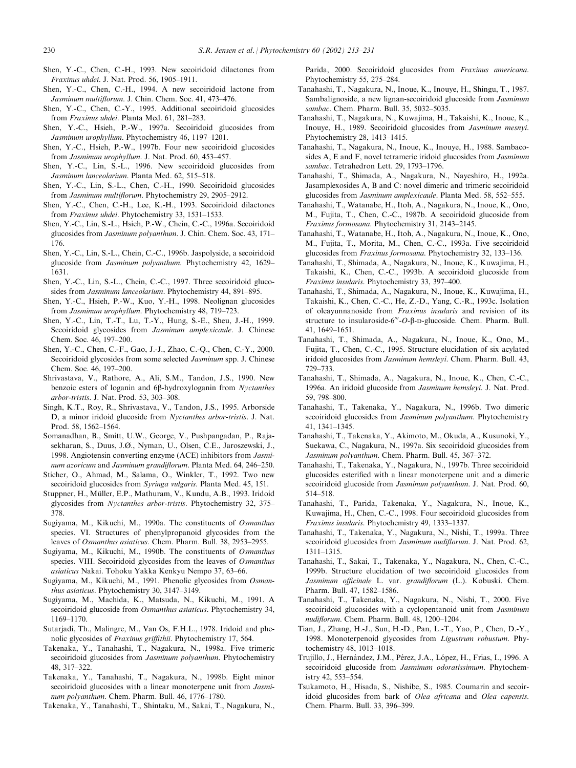Shen, Y.-C., Chen, C.-H., 1993. New secoiridoid dilactones from *Fraxinus uhdei*. J. Nat. Prod. 56, 1905–1911.

Shen, Y.-C., Chen, C.-H., 1994. A new secoiridoid lactone from *Jasminum multiflorum*. J. Chin. Chem. Soc. 41, 473–476.

Shen, Y.-C., Chen, C.-Y., 1995. Additional secoiridoid glucosides from *Fraxinus uhdei*. Planta Med. 61, 281–283.

Shen, Y.-C., Hsieh, P.-W., 1997a. Secoiridoid glucosides from *Jasminum urophyllum*. Phytochemistry 46, 1197–1201.

Shen, Y.-C., Hsieh, P.-W., 1997b. Four new secoiridoid glucosides from *Jasminum urophyllum*. J. Nat. Prod. 60, 453–457.

Shen, Y.-C., Lin, S.-L., 1996. New secoiridoid glucosides from *Jasminum lanceolarium*. Planta Med. 62, 515–518.

Shen, Y.-C., Lin, S.-L., Chen, C.-H., 1990. Secoiridoid glucosides from *Jasminum multiflorum*. Phytochemistry 29, 2905–2912.

Shen, Y.-C., Chen, C.-H., Lee, K.-H., 1993. Secoiridoid dilactones from *Fraxinus uhdei*. Phytochemistry 33, 1531–1533.

Shen, Y.-C., Lin, S.-L., Hsieh, P.-W., Chein, C.-C., 1996a. Secoiridoid glucosides from *Jasminum polyanthum*. J. Chin. Chem. Soc. 43, 171–176.

Shen, Y.-C., Lin, S.-L., Chein, C.-C., 1996b. Jaspolyside, a secoiridoid glucoside from *Jasminum polyanthum*. Phytochemistry 42, 1629–1631.

Shen, Y.-C., Lin, S.-L., Chein, C.-C., 1997. Three secoiridoid glucosides from *Jasminum lanceolarium*. Phytochemistry 44, 891–895.

Shen, Y.-C., Hsieh, P.-W., Kuo, Y.-H., 1998. Neolignan glucosides from *Jasminum urophyllum*. Phytochemistry 48, 719–723.

Shen, Y.-C., Lin, T.-T., Lu, T.-Y., Hung, S.-E., Sheu, J.-H., 1999. Secoiridoid glycosides from *Jasminum amplexicaule*. J. Chinese Chem. Soc. 46, 197–200.

Shen, Y.-C., Chen, C.-F., Gao, J.-J., Zhao, C.-Q., Chen, C.-Y., 2000. Secoiridoid glycosides from some selected *Jasminum* spp. J. Chinese Chem. Soc. 46, 197–200.

Shrivastava, V., Rathore, A., Ali, S.M., Tandon, J.S., 1990. New benzoic esters of loganin and 6β-hydroxyloganin from *Nyctanthes arbor-tristis*. J. Nat. Prod. 53, 303–308.

Singh, K.T., Roy, R., Shrivastava, V., Tandon, J.S., 1995. Arborside D, a minor iridoid glucoside from *Nyctanthes arbor-tristis*. J. Nat. Prod. 58, 1562–1564.

Somanadhan, B., Smitt, U.W., George, V., Pushpangadan, P., Rajasekharan, S., Duus, J.Ø., Nyman, U., Olsen, C.E., Jaroszewski, J., 1998. Angiotensin converting enzyme (ACE) inhibitors from *Jasminum azoricum* and *Jasminum grandiflorum*. Planta Med. 64, 246–250.

Sticher, O., Ahmad, M., Salama, O., Winkler, T., 1992. Two new secoiridoid glucosides from *Syringa vulgaris*. Planta Med. 45, 151.

Stuppner, H., Müller, E.P., Mathuram, V., Kundu, A.B., 1993. Iridoid glycosides from *Nyctanthes arbor-tristis*. Phytochemistry 32, 375–378.

Sugiyama, M., Kikuchi, M., 1990a. The constituents of *Osmanthus* species. VI. Structures of phenylpropanoid glycosides from the leaves of *Osmanthus asiaticus*. Chem. Pharm. Bull. 38, 2953–2955.

Sugiyama, M., Kikuchi, M., 1990b. The constituents of *Osmanthus* species. VIII. Secoiridoid glycosides from the leaves of *Osmanthus asiaticus* Nakai. Tohoku Yakka Kenkyu Nempo 37, 63–66.

Sugiyama, M., Kikuchi, M., 1991. Phenolic glycosides from *Osmanthus asiaticus*. Phytochemistry 30, 3147–3149.

Sugiyama, M., Machida, K., Matsuda, N., Kikuchi, M., 1991. A secoiridoid glucoside from *Osmanthus asiaticus*. Phytochemistry 34, 1169–1170.

Sutarjadi, Th., Malingre, M., Van Os, F.H.L., 1978. Iridoid and phenolic glycosides of *Fraxinus griffithii*. Phytochemistry 17, 564.

Takenaka, Y., Tanahashi, T., Nagakura, N., 1998a. Five trimeric secoiridoid glucosides from *Jasminum polyanthum*. Phytochemistry 48, 317–322.

Takenaka, Y., Tanahashi, T., Nagakura, N., 1998b. Eight minor secoiridoid glucosides with a linear monoterpene unit from *Jasminum polyanthum*. Chem. Pharm. Bull. 46, 1776–1780.

Takenaka, Y., Tanahashi, T., Shintaku, M., Sakai, T., Nagakura, N., Parida, 2000. Secoiridoid glucosides from *Fraxinus americana*. Phytochemistry 55, 275–284.

Tanahashi, T., Nagakura, N., Inoue, K., Inouye, H., Shingu, T., 1987. Sambalignoside, a new lignan-secoiridoid glucoside from *Jasminum sambac*. Chem. Pharm. Bull. 35, 5032–5035.

Tanahashi, T., Nagakura, N., Kuwajima, H., Takaishi, K., Inoue, K., Inouye, H., 1989. Secoiridoid glucosides from *Jasminum mesnyi*. Phytochemistry 28, 1413–1415.

Tanahashi, T., Nagakura, N., Inoue, K., Inouye, H., 1988. Sambacosides A, E and F, novel tetrameric iridoid glucosides from *Jasminum sambac*. Tetrahedron Lett. 29, 1793–1796.

Tanahashi, T., Shimada, A., Nagakura, N., Nayeshiro, H., 1992a. Jasamplexosides A, B and C: novel dimeric and trimeric secoiridoid glucosides from *Jasminum amplexicaule*. Planta Med. 58, 552–555.

Tanahashi, T., Watanabe, H., Itoh, A., Nagakura, N., Inoue, K., Ono, M., Fujita, T., Chen, C.-C., 1987b. A secoiridoid glucoside from *Fraxinus formosana*. Phytochemistry 31, 2143–2145.

Tanahashi, T., Watanabe, H., Itoh, A., Nagakura, N., Inoue, K., Ono, M., Fujita, T., Morita, M., Chen, C.-C., 1993a. Five secoiridoid glucosides from *Fraxinus formosana*. Phytochemistry 32, 133–136.

Tanahashi, T., Shimada, A., Nagakura, N., Inoue, K., Kuwajima, H., Takaishi, K., Chen, C.-C., 1993b. A secoiridoid glucoside from *Fraxinus insularis*. Phytochemistry 33, 397–400.

Tanahashi, T., Shimada, A., Nagakura, N., Inoue, K., Kuwajima, H., Takaishi, K., Chen, C.-C., He, Z.-D., Yang, C.-R., 1993c. Isolation of oleayunnanoside from *Fraxinus insularis* and revision of its structure to insularoside-6‴-*O*-β-D-glucoside. Chem. Pharm. Bull. 41, 1649–1651.

Tanahashi, T., Shimada, A., Nagakura, N., Inoue, K., Ono, M., Fujita, T., Chen, C.-C., 1995. Structure elucidation of six acylated iridoid glucosides from *Jasminum hemsleyi*. Chem. Pharm. Bull. 43, 729–733.

Tanahashi, T., Shimada, A., Nagakura, N., Inoue, K., Chen, C.-C., 1996a. An iridoid glucoside from *Jasminum hemsleyi*. J. Nat. Prod. 59, 798–800.

Tanahashi, T., Takenaka, Y., Nagakura, N., 1996b. Two dimeric secoiridoid glucosides from *Jasminum polyanthum*. Phytochemistry 41, 1341–1345.

Tanahashi, T., Takenaka, Y., Akimoto, M., Okuda, A., Kusunoki, Y., Suekawa, C., Nagakura, N., 1997a. Six secoiridoid glucosides from *Jasminum polyanthum*. Chem. Pharm. Bull. 45, 367–372.

Tanahashi, T., Takenaka, Y., Nagakura, N., 1997b. Three secoiridoid glucosides esterified with a linear monoterpene unit and a dimeric secoiridoid glucoside from *Jasminum polyanthum*. J. Nat. Prod. 60, 514–518.

Tanahashi, T., Parida, Takenaka, Y., Nagakura, N., Inoue, K., Kuwajima, H., Chen, C.-C., 1998. Four secoiridoid glucosides from *Fraxinus insularis*. Phytochemistry 49, 1333–1337.

Tanahashi, T., Takenaka, Y., Nagakura, N., Nishi, T., 1999a. Three secoiridoid glucosides from *Jasminum nudiflorum*. J. Nat. Prod. 62, 1311–1315.

Tanahashi, T., Sakai, T., Takenaka, Y., Nagakura, N., Chen, C.-C., 1999b. Structure elucidation of two secoiridoid glucosides from *Jasminum officinale* L. var. *grandiflorum* (L.). Kobuski. Chem. Pharm. Bull. 47, 1582–1586.

Tanahashi, T., Takenaka, Y., Nagakura, N., Nishi, T., 2000. Five secoiridoid glucosides with a cyclopentanoid unit from *Jasminum nudiflorum*. Chem. Pharm. Bull. 48, 1200–1204.

Tian, J., Zhang, H.-J., Sun, H.-D., Pan, L.-T., Yao, P., Chen, D.-Y., 1998. Monoterpenoid glycosides from *Ligustrum robustum*. Phytochemistry 48, 1013–1018.

Trujillo, J., Hernández, J.M., Pérez, J.A., López, H., Frías, I., 1996. A secoiridoid glucoside from *Jasminum odoratissimum*. Phytochemistry 42, 553–554.

Tsukamoto, H., Hisada, S., Nishibe, S., 1985. Coumarin and secoiridoid glucosides from bark of *Olea africana* and *Olea capensis*. Chem. Pharm. Bull. 33, 396–399.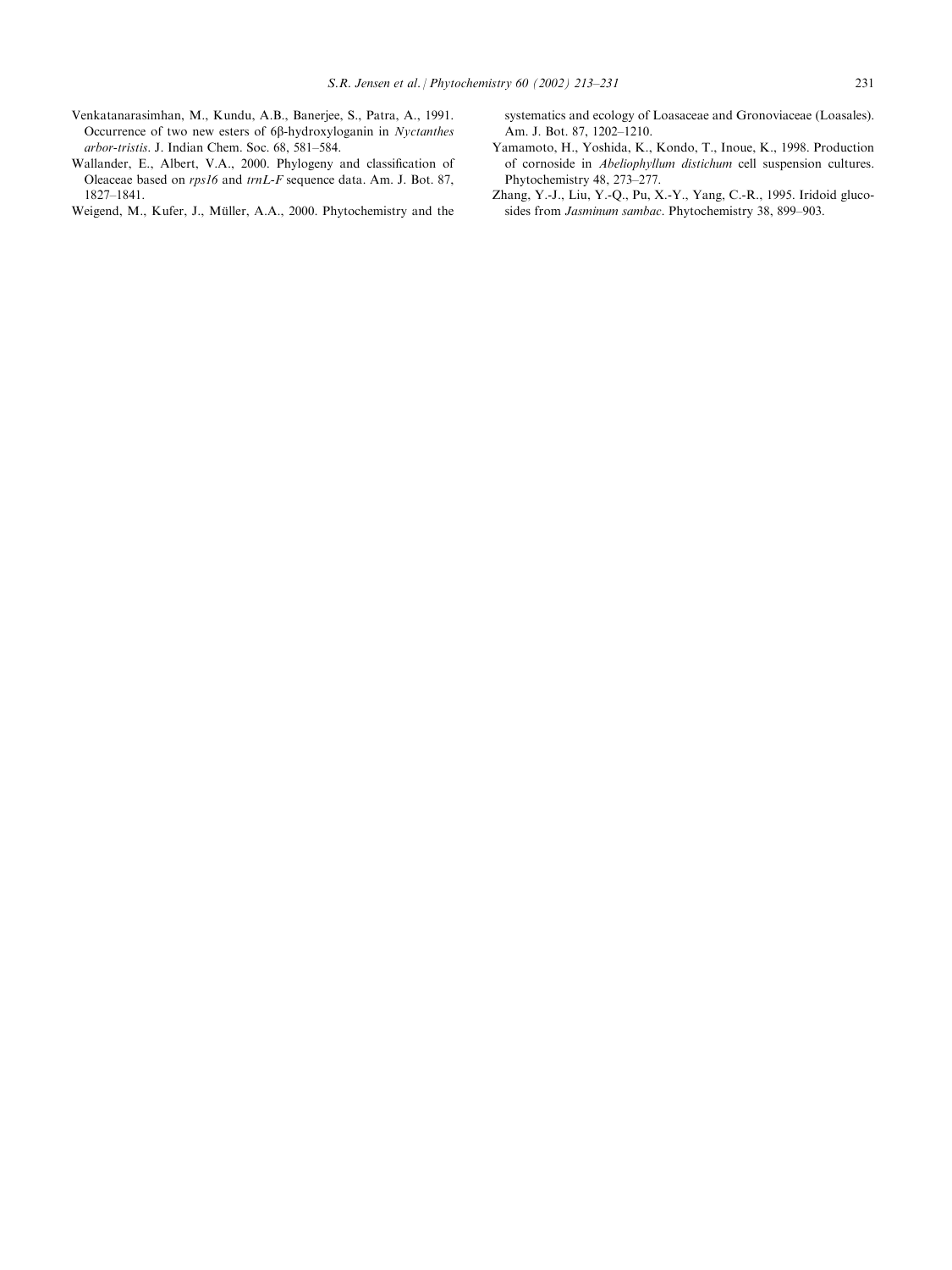Venkatanarasimhan, M., Kundu, A.B., Banerjee, S., Patra, A., 1991. Occurrence of two new esters of 6β-hydroxyloganin in *Nyctanthes arbor-tristis*. J. Indian Chem. Soc. 68, 581–584.

Wallander, E., Albert, V.A., 2000. Phylogeny and classification of Oleaceae based on *rps16* and *trnL-F* sequence data. Am. J. Bot. 87, 1827–1841.

Weigend, M., Kufer, J., Müller, A.A., 2000. Phytochemistry and the systematics and ecology of Loasaceae and Gronoviaceae (Loasales). Am. J. Bot. 87, 1202–1210.

Yamamoto, H., Yoshida, K., Kondo, T., Inoue, K., 1998. Production of cornoside in *Abeliophyllum distichum* cell suspension cultures. Phytochemistry 48, 273–277.

Zhang, Y.-J., Liu, Y.-Q., Pu, X.-Y., Yang, C.-R., 1995. Iridoid glucosides from *Jasminum sambac*. Phytochemistry 38, 899–903.